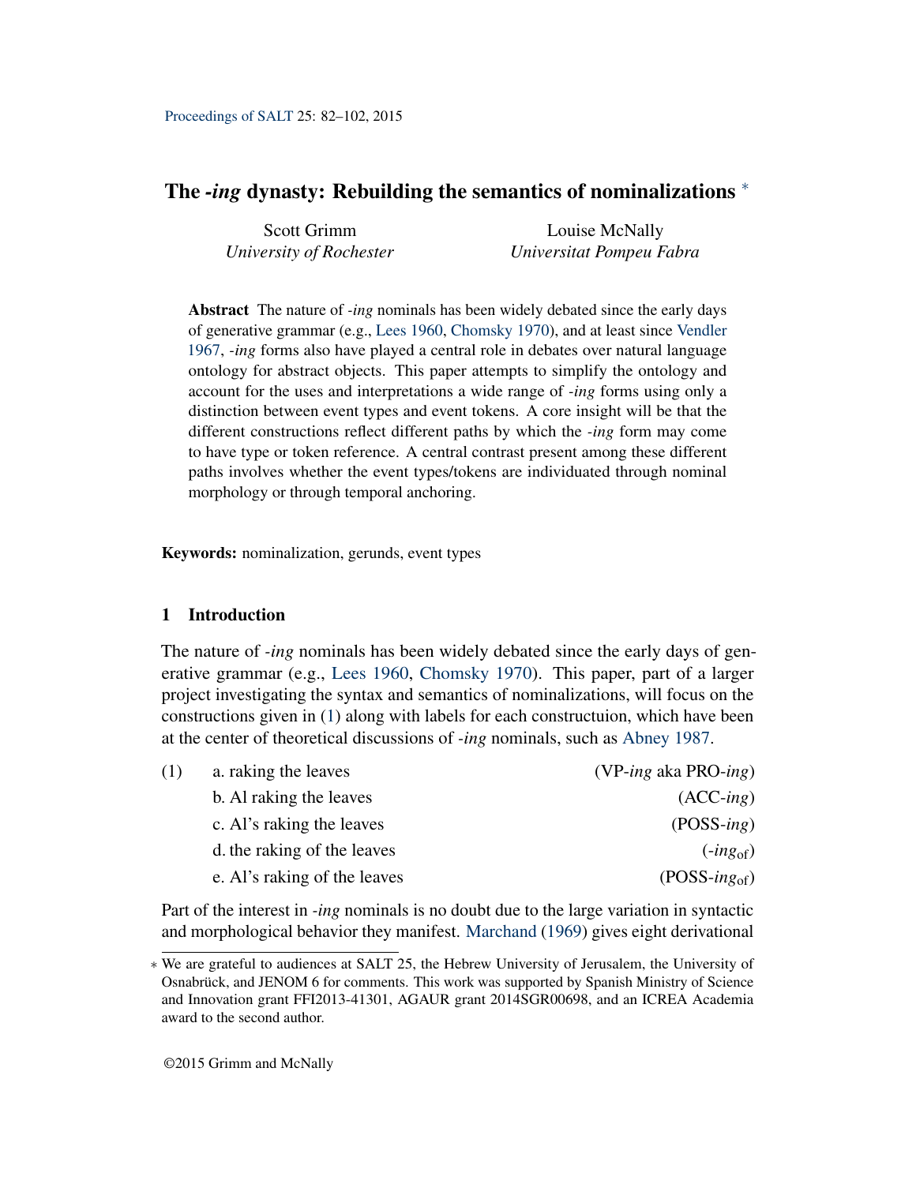Proceedings of SALT 25: 82–102, 2015

# The *-ing* dynasty: Rebuilding the semantics of nominalizations [*]

Scott Grimm
*University of Rochester*

Louise McNally
*Universitat Pompeu Fabra*

**Abstract** The nature of *-ing* nominals has been widely debated since the early days of generative grammar (e.g., Lees 1960, Chomsky 1970), and at least since Vendler 1967, *-ing* forms also have played a central role in debates over natural language ontology for abstract objects. This paper attempts to simplify the ontology and account for the uses and interpretations a wide range of *-ing* forms using only a distinction between event types and event tokens. A core insight will be that the different constructions reflect different paths by which the *-ing* form may come to have type or token reference. A central contrast present among these different paths involves whether the event types/tokens are individuated through nominal morphology or through temporal anchoring.

**Keywords:** nominalization, gerunds, event types

## 1 Introduction

The nature of *-ing* nominals has been widely debated since the early days of generative grammar (e.g., Lees 1960, Chomsky 1970). This paper, part of a larger project investigating the syntax and semantics of nominalizations, will focus on the constructions given in (1) along with labels for each constructuion, which have been at the center of theoretical discussions of *-ing* nominals, such as Abney 1987.

(1)
a. raking the leaves (VP-*ing* aka PRO-*ing*)
b. Al raking the leaves (ACC-*ing*)
c. Al's raking the leaves (POSS-*ing*)
d. the raking of the leaves (-$ing_{\text{of}}$)
e. Al's raking of the leaves (POSS-$ing_{\text{of}}$)

Part of the interest in *-ing* nominals is no doubt due to the large variation in syntactic and morphological behavior they manifest. Marchand (1969) gives eight derivational

[*] We are grateful to audiences at SALT 25, the Hebrew University of Jerusalem, the University of Osnabrück, and JENOM 6 for comments. This work was supported by Spanish Ministry of Science and Innovation grant FFI2013-41301, AGAUR grant 2014SGR00698, and an ICREA Academia award to the second author.

©2015 Grimm and McNally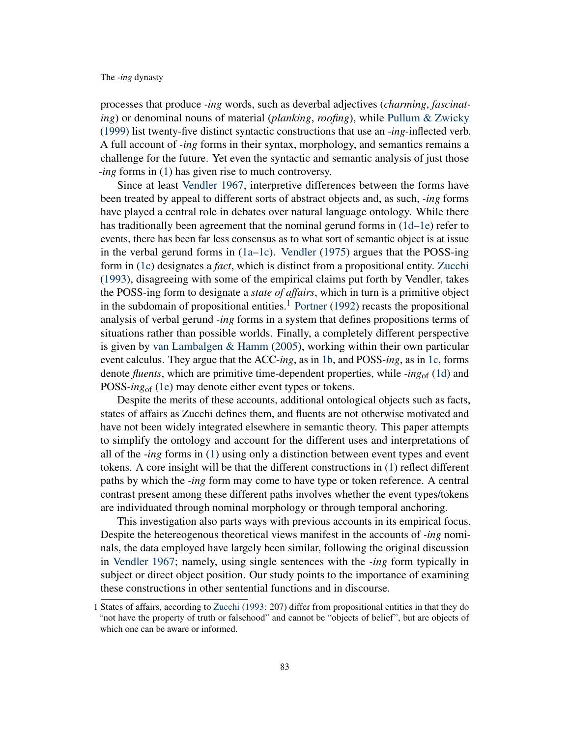processes that produce *-ing* words, such as deverbal adjectives (*charming*, *fascinating*) or denominal nouns of material (*planking*, *roofing*), while Pullum & Zwicky (1999) list twenty-five distinct syntactic constructions that use an *-ing*-inflected verb. A full account of *-ing* forms in their syntax, morphology, and semantics remains a challenge for the future. Yet even the syntactic and semantic analysis of just those *-ing* forms in (1) has given rise to much controversy.

Since at least Vendler 1967, interpretive differences between the forms have been treated by appeal to different sorts of abstract objects and, as such, *-ing* forms have played a central role in debates over natural language ontology. While there has traditionally been agreement that the nominal gerund forms in (1d–1e) refer to events, there has been far less consensus as to what sort of semantic object is at issue in the verbal gerund forms in (1a–1c). Vendler (1975) argues that the POSS-ing form in (1c) designates a *fact*, which is distinct from a propositional entity. Zucchi (1993), disagreeing with some of the empirical claims put forth by Vendler, takes the POSS-ing form to designate a *state of affairs*, which in turn is a primitive object in the subdomain of propositional entities.[1] Portner (1992) recasts the propositional analysis of verbal gerund *-ing* forms in a system that defines propositions terms of situations rather than possible worlds. Finally, a completely different perspective is given by van Lambalgen & Hamm (2005), working within their own particular event calculus. They argue that the ACC-*ing*, as in 1b, and POSS-*ing*, as in 1c, forms denote *fluents*, which are primitive time-dependent properties, while *-ing*$_{\text{of}}$ (1d) and POSS-*ing*$_{\text{of}}$ (1e) may denote either event types or tokens.

Despite the merits of these accounts, additional ontological objects such as facts, states of affairs as Zucchi defines them, and fluents are not otherwise motivated and have not been widely integrated elsewhere in semantic theory. This paper attempts to simplify the ontology and account for the different uses and interpretations of all of the *-ing* forms in (1) using only a distinction between event types and event tokens. A core insight will be that the different constructions in (1) reflect different paths by which the *-ing* form may come to have type or token reference. A central contrast present among these different paths involves whether the event types/tokens are individuated through nominal morphology or through temporal anchoring.

This investigation also parts ways with previous accounts in its empirical focus. Despite the hetereogenous theoretical views manifest in the accounts of *-ing* nominals, the data employed have largely been similar, following the original discussion in Vendler 1967; namely, using single sentences with the *-ing* form typically in subject or direct object position. Our study points to the importance of examining these constructions in other sentential functions and in discourse.

[1] States of affairs, according to Zucchi (1993: 207) differ from propositional entities in that they do "not have the property of truth or falsehood" and cannot be "objects of belief", but are objects of which one can be aware or informed.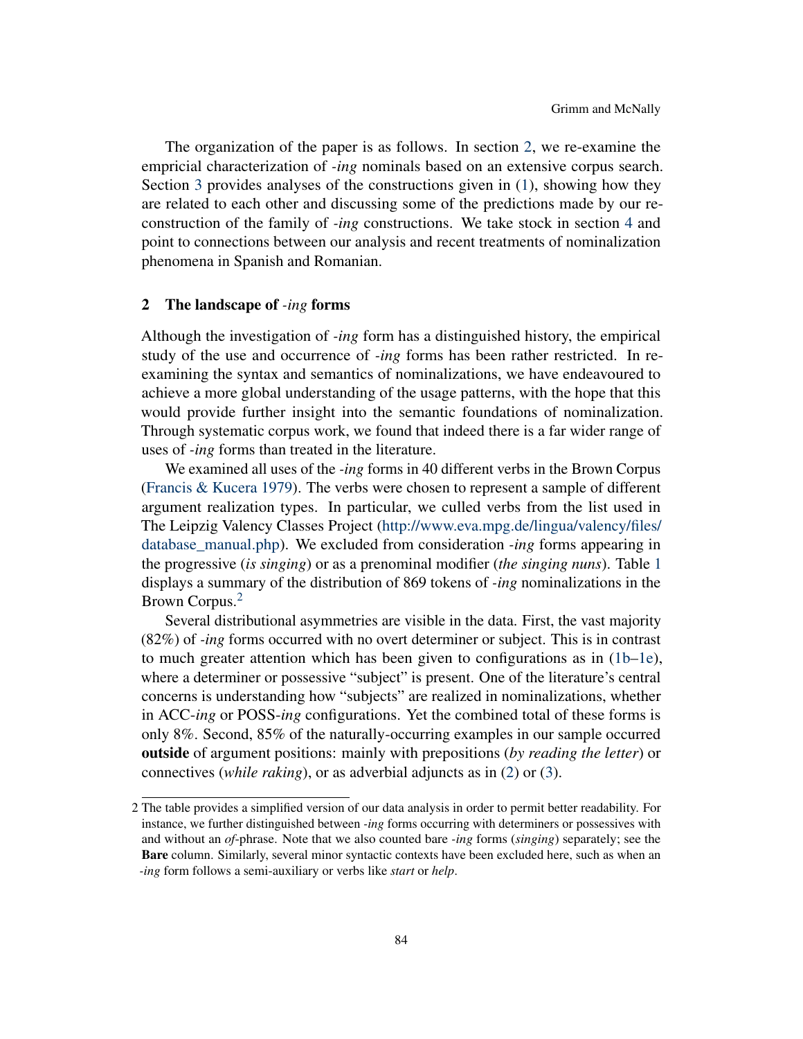The organization of the paper is as follows. In section 2, we re-examine the empricial characterization of *-ing* nominals based on an extensive corpus search. Section 3 provides analyses of the constructions given in (1), showing how they are related to each other and discussing some of the predictions made by our reconstruction of the family of *-ing* constructions. We take stock in section 4 and point to connections between our analysis and recent treatments of nominalization phenomena in Spanish and Romanian.

## 2 The landscape of *-ing* forms

Although the investigation of *-ing* form has a distinguished history, the empirical study of the use and occurrence of *-ing* forms has been rather restricted. In re-examining the syntax and semantics of nominalizations, we have endeavoured to achieve a more global understanding of the usage patterns, with the hope that this would provide further insight into the semantic foundations of nominalization. Through systematic corpus work, we found that indeed there is a far wider range of uses of *-ing* forms than treated in the literature.

We examined all uses of the *-ing* forms in 40 different verbs in the Brown Corpus (Francis & Kucera 1979). The verbs were chosen to represent a sample of different argument realization types. In particular, we culled verbs from the list used in The Leipzig Valency Classes Project (http://www.eva.mpg.de/lingua/valency/files/database_manual.php). We excluded from consideration *-ing* forms appearing in the progressive (*is singing*) or as a prenominal modifier (*the singing nuns*). Table 1 displays a summary of the distribution of 869 tokens of *-ing* nominalizations in the Brown Corpus.[2]

Several distributional asymmetries are visible in the data. First, the vast majority (82%) of *-ing* forms occurred with no overt determiner or subject. This is in contrast to much greater attention which has been given to configurations as in (1b–1e), where a determiner or possessive "subject" is present. One of the literature's central concerns is understanding how "subjects" are realized in nominalizations, whether in ACC-*ing* or POSS-*ing* configurations. Yet the combined total of these forms is only 8%. Second, 85% of the naturally-occurring examples in our sample occurred **outside** of argument positions: mainly with prepositions (*by reading the letter*) or connectives (*while raking*), or as adverbial adjuncts as in (2) or (3).

2 The table provides a simplified version of our data analysis in order to permit better readability. For instance, we further distinguished between *-ing* forms occurring with determiners or possessives with and without an *of*-phrase. Note that we also counted bare *-ing* forms (*singing*) separately; see the **Bare** column. Similarly, several minor syntactic contexts have been excluded here, such as when an *-ing* form follows a semi-auxiliary or verbs like *start* or *help*.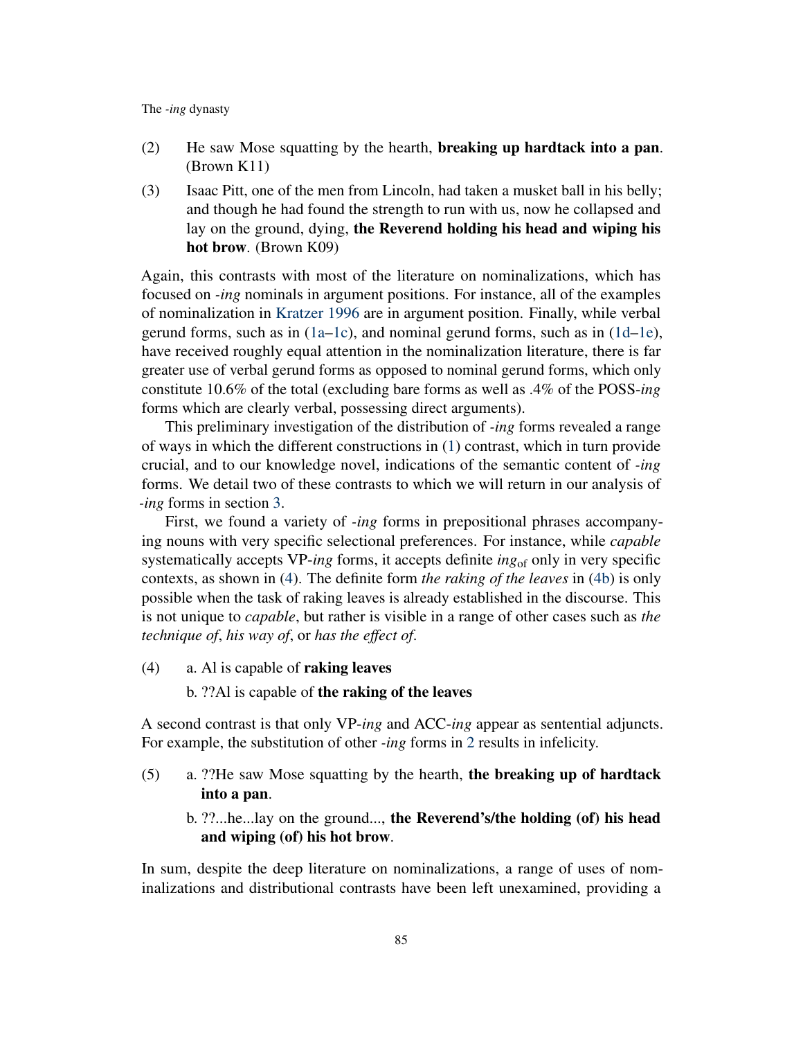(2) He saw Mose squatting by the hearth, **breaking up hardtack into a pan**. (Brown K11)

(3) Isaac Pitt, one of the men from Lincoln, had taken a musket ball in his belly; and though he had found the strength to run with us, now he collapsed and lay on the ground, dying, **the Reverend holding his head and wiping his hot brow**. (Brown K09)

Again, this contrasts with most of the literature on nominalizations, which has focused on *-ing* nominals in argument positions. For instance, all of the examples of nominalization in Kratzer 1996 are in argument position. Finally, while verbal gerund forms, such as in (1a–1c), and nominal gerund forms, such as in (1d–1e), have received roughly equal attention in the nominalization literature, there is far greater use of verbal gerund forms as opposed to nominal gerund forms, which only constitute 10.6% of the total (excluding bare forms as well as .4% of the POSS-*ing* forms which are clearly verbal, possessing direct arguments).

This preliminary investigation of the distribution of *-ing* forms revealed a range of ways in which the different constructions in (1) contrast, which in turn provide crucial, and to our knowledge novel, indications of the semantic content of *-ing* forms. We detail two of these contrasts to which we will return in our analysis of *-ing* forms in section 3.

First, we found a variety of *-ing* forms in prepositional phrases accompanying nouns with very specific selectional preferences. For instance, while *capable* systematically accepts VP-*ing* forms, it accepts definite $ing_{\text{of}}$ only in very specific contexts, as shown in (4). The definite form *the raking of the leaves* in (4b) is only possible when the task of raking leaves is already established in the discourse. This is not unique to *capable*, but rather is visible in a range of other cases such as *the technique of*, *his way of*, or *has the effect of*.

(4) a. Al is capable of **raking leaves**

b. ??Al is capable of **the raking of the leaves**

A second contrast is that only VP-*ing* and ACC-*ing* appear as sentential adjuncts. For example, the substitution of other *-ing* forms in 2 results in infelicity.

(5) a. ??He saw Mose squatting by the hearth, **the breaking up of hardtack into a pan**.

b. ??...he...lay on the ground..., **the Reverend's/the holding (of) his head and wiping (of) his hot brow**.

In sum, despite the deep literature on nominalizations, a range of uses of nominalizations and distributional contrasts have been left unexamined, providing a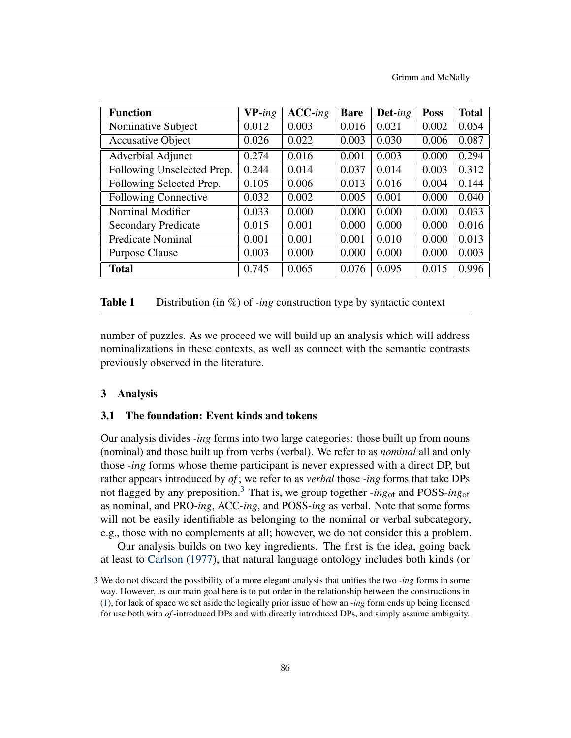| Function | VP-*ing* | ACC-*ing* | Bare | Det-*ing* | Poss | Total |
|---|---|---|---|---|---|---|
| Nominative Subject | 0.012 | 0.003 | 0.016 | 0.021 | 0.002 | 0.054 |
| Accusative Object | 0.026 | 0.022 | 0.003 | 0.030 | 0.006 | 0.087 |
| Adverbial Adjunct | 0.274 | 0.016 | 0.001 | 0.003 | 0.000 | 0.294 |
| Following Unselected Prep. | 0.244 | 0.014 | 0.037 | 0.014 | 0.003 | 0.312 |
| Following Selected Prep. | 0.105 | 0.006 | 0.013 | 0.016 | 0.004 | 0.144 |
| Following Connective | 0.032 | 0.002 | 0.005 | 0.001 | 0.000 | 0.040 |
| Nominal Modifier | 0.033 | 0.000 | 0.000 | 0.000 | 0.000 | 0.033 |
| Secondary Predicate | 0.015 | 0.001 | 0.000 | 0.000 | 0.000 | 0.016 |
| Predicate Nominal | 0.001 | 0.001 | 0.001 | 0.010 | 0.000 | 0.013 |
| Purpose Clause | 0.003 | 0.000 | 0.000 | 0.000 | 0.000 | 0.003 |
| **Total** | 0.745 | 0.065 | 0.076 | 0.095 | 0.015 | 0.996 |

**Table 1** Distribution (in %) of *-ing* construction type by syntactic context

number of puzzles. As we proceed we will build up an analysis which will address nominalizations in these contexts, as well as connect with the semantic contrasts previously observed in the literature.

## 3 Analysis

### 3.1 The foundation: Event kinds and tokens

Our analysis divides *-ing* forms into two large categories: those built up from nouns (nominal) and those built up from verbs (verbal). We refer to as *nominal* all and only those *-ing* forms whose theme participant is never expressed with a direct DP, but rather appears introduced by *of*; we refer to as *verbal* those *-ing* forms that take DPs not flagged by any preposition.[3] That is, we group together *-ing*$_{\text{of}}$ and POSS-*ing*$_{\text{of}}$ as nominal, and PRO-*ing*, ACC-*ing*, and POSS-*ing* as verbal. Note that some forms will not be easily identifiable as belonging to the nominal or verbal subcategory, e.g., those with no complements at all; however, we do not consider this a problem.

Our analysis builds on two key ingredients. The first is the idea, going back at least to Carlson (1977), that natural language ontology includes both kinds (or

3 We do not discard the possibility of a more elegant analysis that unifies the two *-ing* forms in some way. However, as our main goal here is to put order in the relationship between the constructions in (1), for lack of space we set aside the logically prior issue of how an *-ing* form ends up being licensed for use both with *of*-introduced DPs and with directly introduced DPs, and simply assume ambiguity.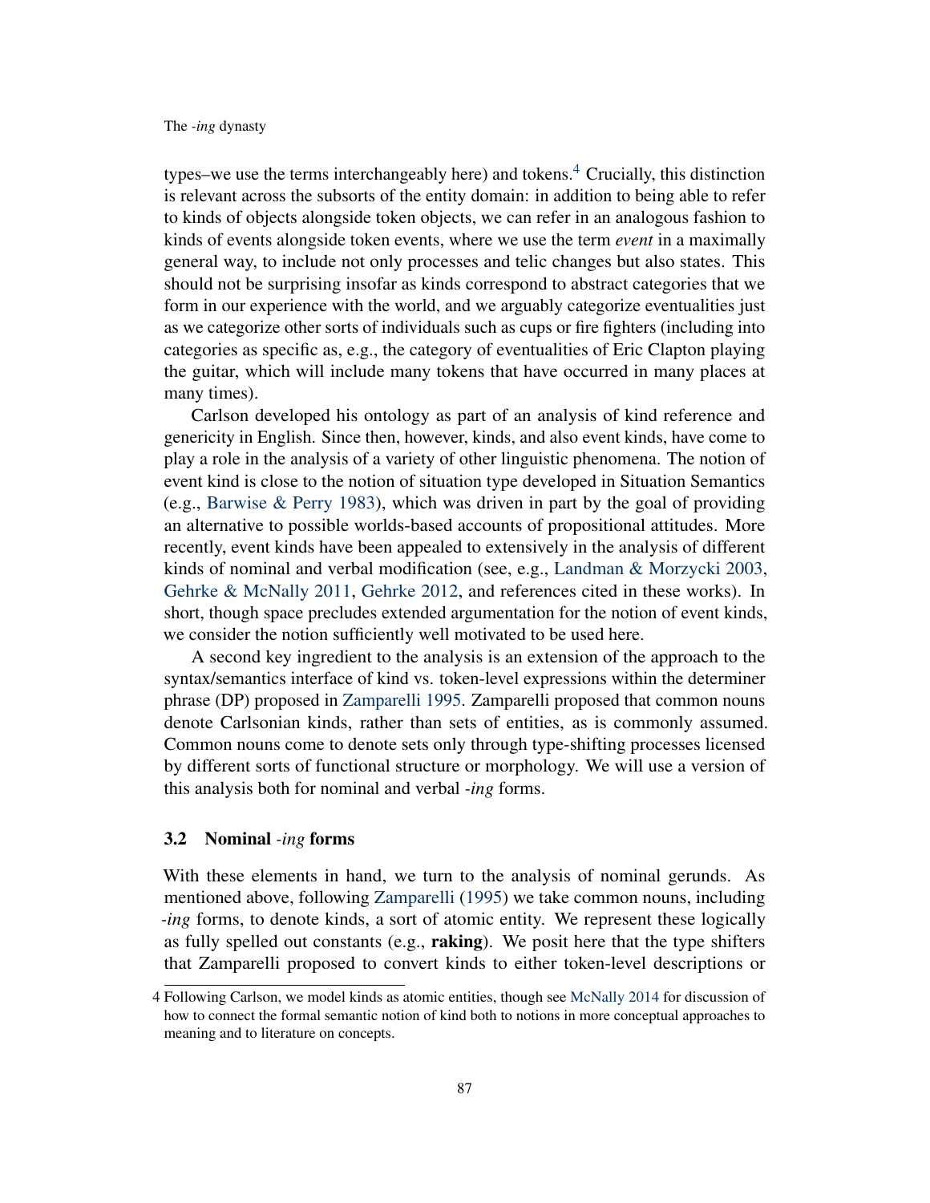types–we use the terms interchangeably here) and tokens.[4] Crucially, this distinction is relevant across the subsorts of the entity domain: in addition to being able to refer to kinds of objects alongside token objects, we can refer in an analogous fashion to kinds of events alongside token events, where we use the term *event* in a maximally general way, to include not only processes and telic changes but also states. This should not be surprising insofar as kinds correspond to abstract categories that we form in our experience with the world, and we arguably categorize eventualities just as we categorize other sorts of individuals such as cups or fire fighters (including into categories as specific as, e.g., the category of eventualities of Eric Clapton playing the guitar, which will include many tokens that have occurred in many places at many times).

Carlson developed his ontology as part of an analysis of kind reference and genericity in English. Since then, however, kinds, and also event kinds, have come to play a role in the analysis of a variety of other linguistic phenomena. The notion of event kind is close to the notion of situation type developed in Situation Semantics (e.g., Barwise & Perry 1983), which was driven in part by the goal of providing an alternative to possible worlds-based accounts of propositional attitudes. More recently, event kinds have been appealed to extensively in the analysis of different kinds of nominal and verbal modification (see, e.g., Landman & Morzycki 2003, Gehrke & McNally 2011, Gehrke 2012, and references cited in these works). In short, though space precludes extended argumentation for the notion of event kinds, we consider the notion sufficiently well motivated to be used here.

A second key ingredient to the analysis is an extension of the approach to the syntax/semantics interface of kind vs. token-level expressions within the determiner phrase (DP) proposed in Zamparelli 1995. Zamparelli proposed that common nouns denote Carlsonian kinds, rather than sets of entities, as is commonly assumed. Common nouns come to denote sets only through type-shifting processes licensed by different sorts of functional structure or morphology. We will use a version of this analysis both for nominal and verbal *-ing* forms.

### 3.2 Nominal *-ing* forms

With these elements in hand, we turn to the analysis of nominal gerunds. As mentioned above, following Zamparelli (1995) we take common nouns, including *-ing* forms, to denote kinds, a sort of atomic entity. We represent these logically as fully spelled out constants (e.g., **raking**). We posit here that the type shifters that Zamparelli proposed to convert kinds to either token-level descriptions or

4 Following Carlson, we model kinds as atomic entities, though see McNally 2014 for discussion of how to connect the formal semantic notion of kind both to notions in more conceptual approaches to meaning and to literature on concepts.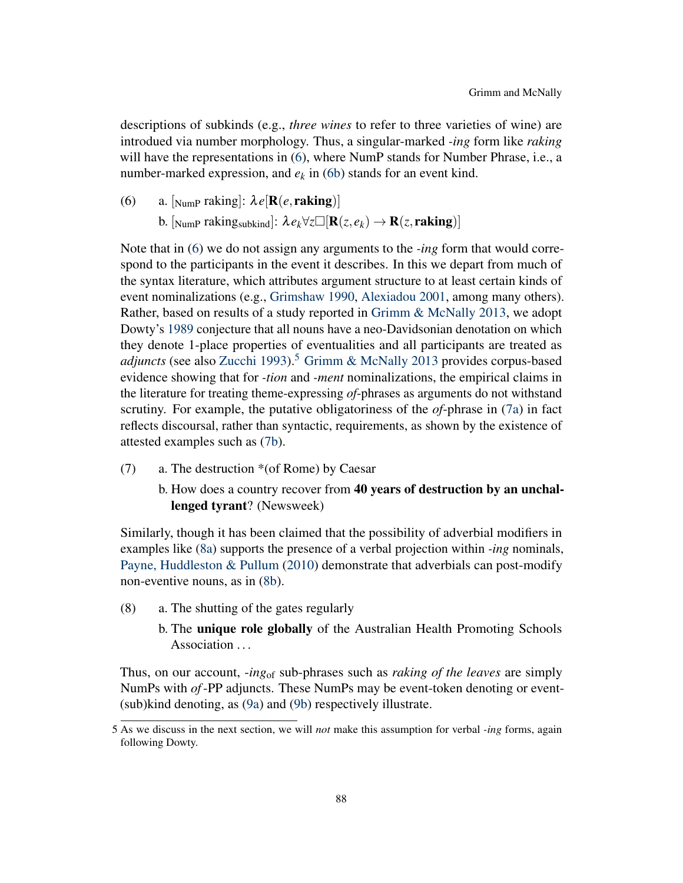descriptions of subkinds (e.g., *three wines* to refer to three varieties of wine) are introdued via number morphology. Thus, a singular-marked *-ing* form like *raking* will have the representations in (6), where NumP stands for Number Phrase, i.e., a number-marked expression, and $e_k$ in (6b) stands for an event kind.

(6) a. $[_{\text{NumP}}$ raking$]$: $\lambda e[\mathbf{R}(e, \mathbf{raking})]$

 b. $[_{\text{NumP}}$ raking$_{\text{subkind}}]$: $\lambda e_k \forall z \Box[\mathbf{R}(z, e_k) \rightarrow \mathbf{R}(z, \mathbf{raking})]$

Note that in (6) we do not assign any arguments to the *-ing* form that would correspond to the participants in the event it describes. In this we depart from much of the syntax literature, which attributes argument structure to at least certain kinds of event nominalizations (e.g., Grimshaw 1990, Alexiadou 2001, among many others). Rather, based on results of a study reported in Grimm & McNally 2013, we adopt Dowty's 1989 conjecture that all nouns have a neo-Davidsonian denotation on which they denote 1-place properties of eventualities and all participants are treated as *adjuncts* (see also Zucchi 1993).[5] Grimm & McNally 2013 provides corpus-based evidence showing that for *-tion* and *-ment* nominalizations, the empirical claims in the literature for treating theme-expressing *of*-phrases as arguments do not withstand scrutiny. For example, the putative obligatoriness of the *of*-phrase in (7a) in fact reflects discoursal, rather than syntactic, requirements, as shown by the existence of attested examples such as (7b).

(7) a. The destruction *(of Rome) by Caesar

 b. How does a country recover from **40 years of destruction by an unchallenged tyrant**? (Newsweek)

Similarly, though it has been claimed that the possibility of adverbial modifiers in examples like (8a) supports the presence of a verbal projection within *-ing* nominals, Payne, Huddleston & Pullum (2010) demonstrate that adverbials can post-modify non-eventive nouns, as in (8b).

(8) a. The shutting of the gates regularly

 b. The **unique role globally** of the Australian Health Promoting Schools Association ...

Thus, on our account, *-ing*$_{\text{of}}$ sub-phrases such as *raking of the leaves* are simply NumPs with *of*-PP adjuncts. These NumPs may be event-token denoting or event-(sub)kind denoting, as (9a) and (9b) respectively illustrate.

5 As we discuss in the next section, we will *not* make this assumption for verbal *-ing* forms, again following Dowty.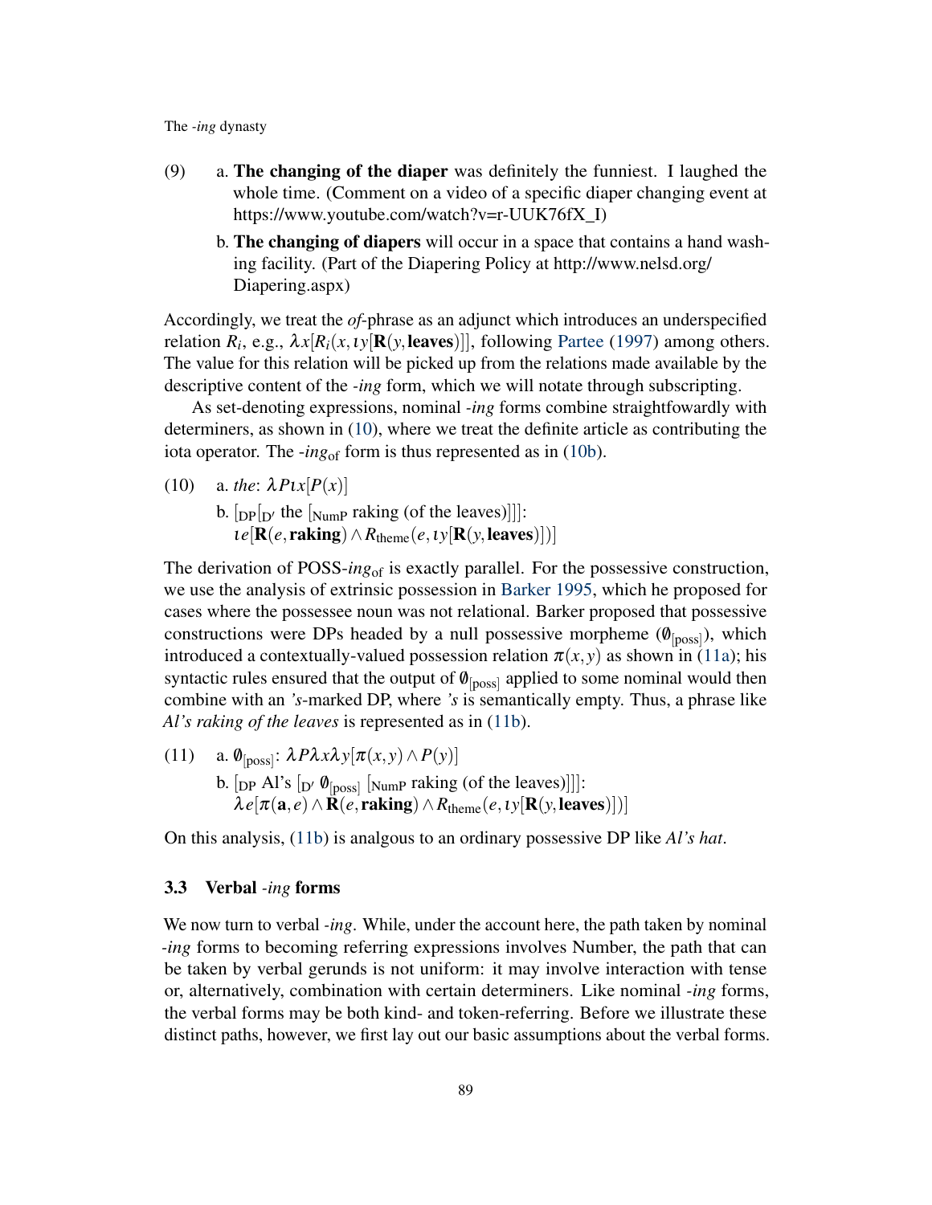(9) a. **The changing of the diaper** was definitely the funniest. I laughed the whole time. (Comment on a video of a specific diaper changing event at https://www.youtube.com/watch?v=r-UUK76fX_I)

b. **The changing of diapers** will occur in a space that contains a hand washing facility. (Part of the Diapering Policy at http://www.nelsd.org/Diapering.aspx)

Accordingly, we treat the *of*-phrase as an adjunct which introduces an underspecified relation $R_i$, e.g., $\lambda x[R_i(x, \iota y[\mathbf{R}(y, \mathbf{leaves})]]$, following Partee (1997) among others. The value for this relation will be picked up from the relations made available by the descriptive content of the *-ing* form, which we will notate through subscripting.

As set-denoting expressions, nominal *-ing* forms combine straightfowardly with determiners, as shown in (10), where we treat the definite article as contributing the iota operator. The *-ing*$_{\text{of}}$ form is thus represented as in (10b).

(10) a. *the*: $\lambda P \iota x[P(x)]$

b. $[_{\text{DP}}[_{\text{D}'}$ the $[_{\text{NumP}}$ raking (of the leaves)$]]]$:
$\iota e[\mathbf{R}(e, \mathbf{raking}) \wedge R_{\text{theme}}(e, \iota y[\mathbf{R}(y, \mathbf{leaves})])]$

The derivation of POSS-*ing*$_{\text{of}}$ is exactly parallel. For the possessive construction, we use the analysis of extrinsic possession in Barker 1995, which he proposed for cases where the possessee noun was not relational. Barker proposed that possessive constructions were DPs headed by a null possessive morpheme ($\emptyset_{[\text{poss}]}$), which introduced a contextually-valued possession relation $\pi(x, y)$ as shown in (11a); his syntactic rules ensured that the output of $\emptyset_{[\text{poss}]}$ applied to some nominal would then combine with an *'s*-marked DP, where *'s* is semantically empty. Thus, a phrase like *Al's raking of the leaves* is represented as in (11b).

(11) a. $\emptyset_{[\text{poss}]}$: $\lambda P \lambda x \lambda y[\pi(x, y) \wedge P(y)]$

b. $[_{\text{DP}}$ Al's $[_{\text{D}'}$ $\emptyset_{[\text{poss}]}$ $[_{\text{NumP}}$ raking (of the leaves)$]]]$:
$\lambda e[\pi(\mathbf{a}, e) \wedge \mathbf{R}(e, \mathbf{raking}) \wedge R_{\text{theme}}(e, \iota y[\mathbf{R}(y, \mathbf{leaves})])]$

On this analysis, (11b) is analgous to an ordinary possessive DP like *Al's hat*.

### 3.3 Verbal *-ing* forms

We now turn to verbal *-ing*. While, under the account here, the path taken by nominal *-ing* forms to becoming referring expressions involves Number, the path that can be taken by verbal gerunds is not uniform: it may involve interaction with tense or, alternatively, combination with certain determiners. Like nominal *-ing* forms, the verbal forms may be both kind- and token-referring. Before we illustrate these distinct paths, however, we first lay out our basic assumptions about the verbal forms.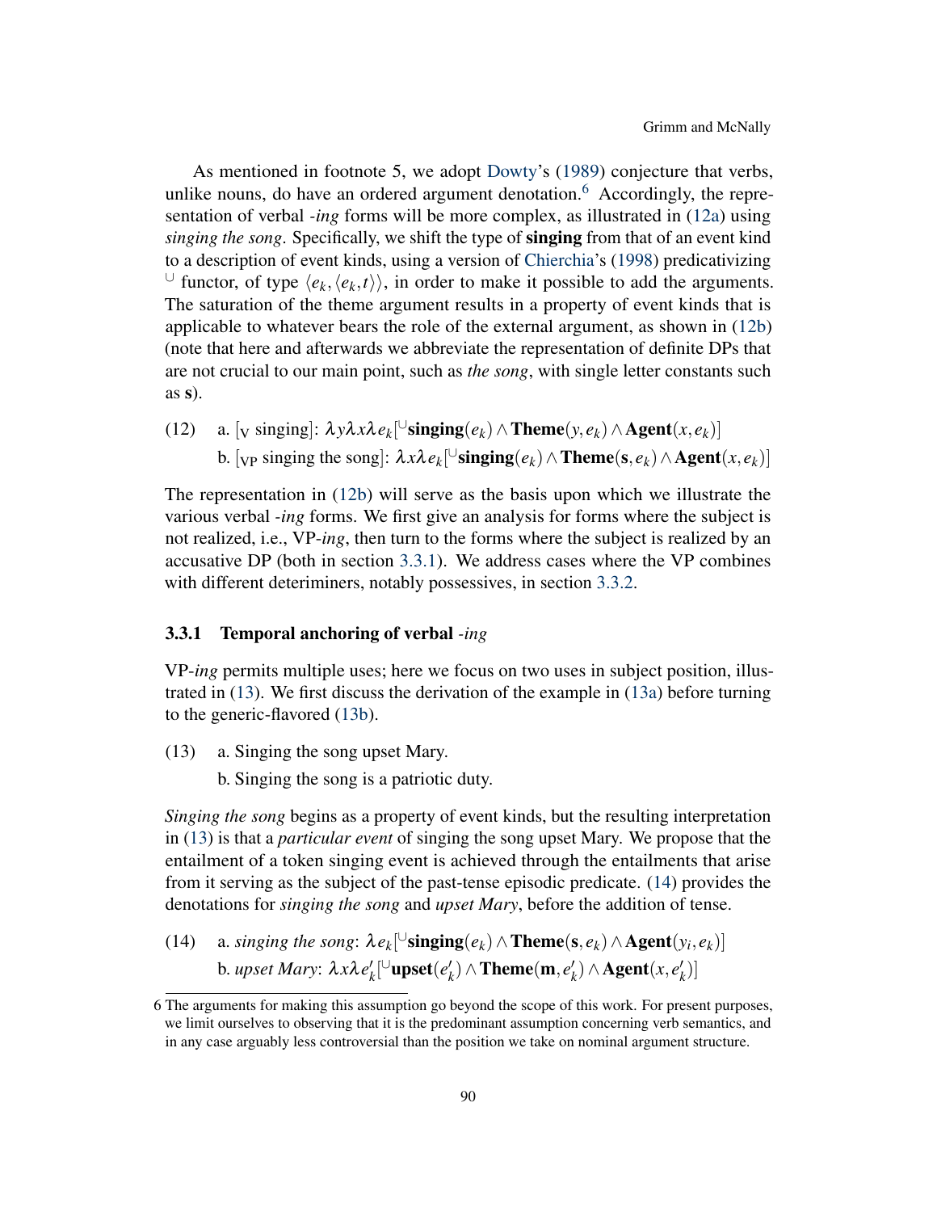As mentioned in footnote 5, we adopt Dowty's (1989) conjecture that verbs, unlike nouns, do have an ordered argument denotation.[6] Accordingly, the representation of verbal *-ing* forms will be more complex, as illustrated in (12a) using *singing the song*. Specifically, we shift the type of **singing** from that of an event kind to a description of event kinds, using a version of Chierchia's (1998) predicativizing $^{\cup}$ functor, of type $\langle e_k, \langle e_k, t\rangle\rangle$, in order to make it possible to add the arguments. The saturation of the theme argument results in a property of event kinds that is applicable to whatever bears the role of the external argument, as shown in (12b) (note that here and afterwards we abbreviate the representation of definite DPs that are not crucial to our main point, such as *the song*, with single letter constants such as **s**).

(12) a. $[_{\text{V}}$ singing$]$: $\lambda y \lambda x \lambda e_k[^{\cup}\textbf{singing}(e_k) \wedge \textbf{Theme}(y, e_k) \wedge \textbf{Agent}(x, e_k)]$

b. $[_{\text{VP}}$ singing the song$]$: $\lambda x \lambda e_k[^{\cup}\textbf{singing}(e_k) \wedge \textbf{Theme}(\textbf{s}, e_k) \wedge \textbf{Agent}(x, e_k)]$

The representation in (12b) will serve as the basis upon which we illustrate the various verbal *-ing* forms. We first give an analysis for forms where the subject is not realized, i.e., VP-*ing*, then turn to the forms where the subject is realized by an accusative DP (both in section 3.3.1). We address cases where the VP combines with different deteriminers, notably possessives, in section 3.3.2.

### 3.3.1 Temporal anchoring of verbal *-ing*

VP-*ing* permits multiple uses; here we focus on two uses in subject position, illustrated in (13). We first discuss the derivation of the example in (13a) before turning to the generic-flavored (13b).

(13) a. Singing the song upset Mary.

b. Singing the song is a patriotic duty.

*Singing the song* begins as a property of event kinds, but the resulting interpretation in (13) is that a *particular event* of singing the song upset Mary. We propose that the entailment of a token singing event is achieved through the entailments that arise from it serving as the subject of the past-tense episodic predicate. (14) provides the denotations for *singing the song* and *upset Mary*, before the addition of tense.

(14) a. *singing the song*: $\lambda e_k[^{\cup}\textbf{singing}(e_k) \wedge \textbf{Theme}(\textbf{s}, e_k) \wedge \textbf{Agent}(y_i, e_k)]$

b. *upset Mary*: $\lambda x \lambda e'_k[^{\cup}\textbf{upset}(e'_k) \wedge \textbf{Theme}(\textbf{m}, e'_k) \wedge \textbf{Agent}(x, e'_k)]$

[6] The arguments for making this assumption go beyond the scope of this work. For present purposes, we limit ourselves to observing that it is the predominant assumption concerning verb semantics, and in any case arguably less controversial than the position we take on nominal argument structure.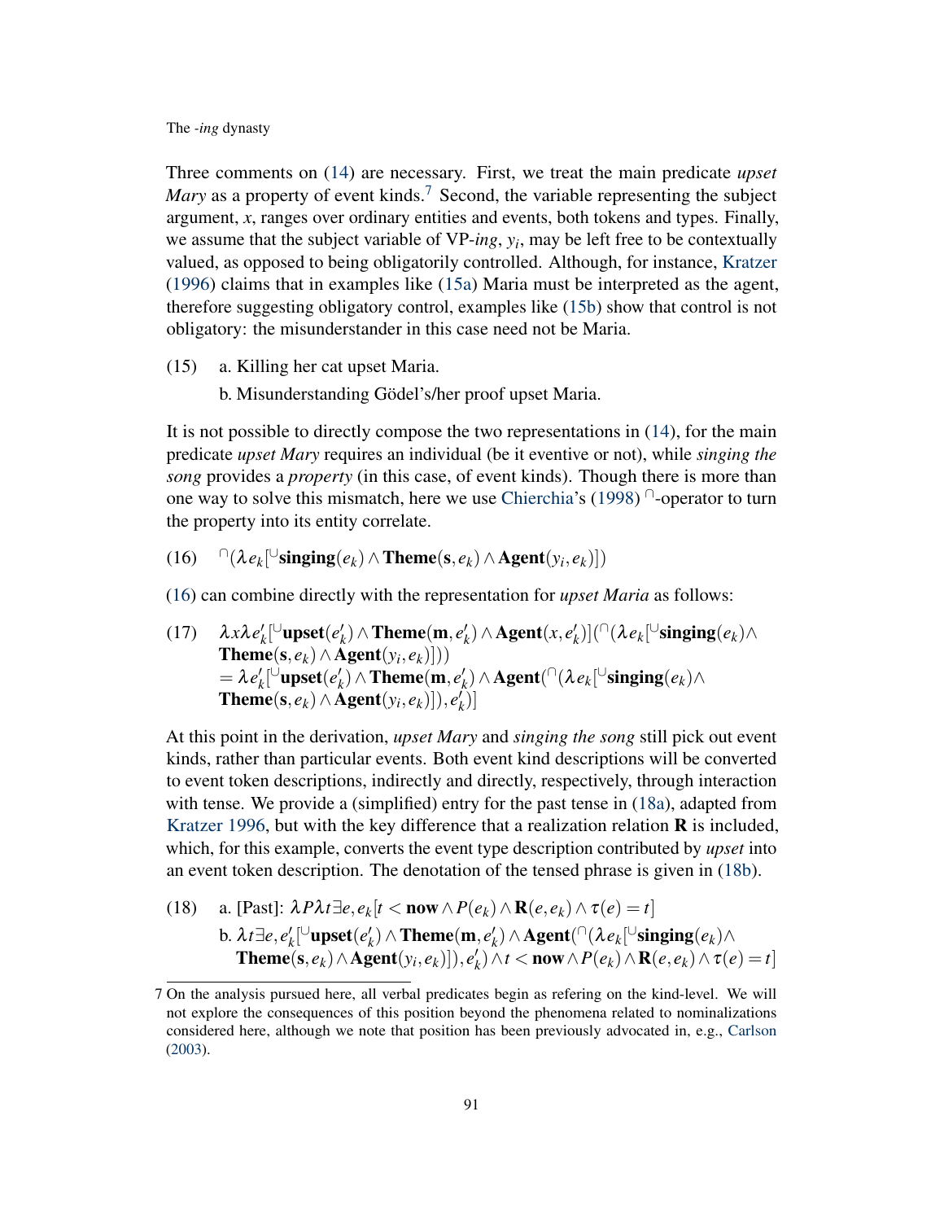Three comments on (14) are necessary. First, we treat the main predicate *upset Mary* as a property of event kinds.[7] Second, the variable representing the subject argument, $x$, ranges over ordinary entities and events, both tokens and types. Finally, we assume that the subject variable of VP-*ing*, $y_i$, may be left free to be contextually valued, as opposed to being obligatorily controlled. Although, for instance, Kratzer (1996) claims that in examples like (15a) Maria must be interpreted as the agent, therefore suggesting obligatory control, examples like (15b) show that control is not obligatory: the misunderstander in this case need not be Maria.

(15) a. Killing her cat upset Maria.

b. Misunderstanding Gödel's/her proof upset Maria.

It is not possible to directly compose the two representations in (14), for the main predicate *upset Mary* requires an individual (be it eventive or not), while *singing the song* provides a *property* (in this case, of event kinds). Though there is more than one way to solve this mismatch, here we use Chierchia's (1998) $^\cap$-operator to turn the property into its entity correlate.

(16) $^\cap(\lambda e_k[^\cup\mathbf{singing}(e_k) \wedge \mathbf{Theme}(\mathbf{s}, e_k) \wedge \mathbf{Agent}(y_i, e_k)])$

(16) can combine directly with the representation for *upset Maria* as follows:

(17) $\lambda x \lambda e'_k[^\cup\mathbf{upset}(e'_k) \wedge \mathbf{Theme}(\mathbf{m}, e'_k) \wedge \mathbf{Agent}(x, e'_k)](^\cap(\lambda e_k[^\cup\mathbf{singing}(e_k) \wedge \mathbf{Theme}(\mathbf{s}, e_k) \wedge \mathbf{Agent}(y_i, e_k)]))$
$= \lambda e'_k[^\cup\mathbf{upset}(e'_k) \wedge \mathbf{Theme}(\mathbf{m}, e'_k) \wedge \mathbf{Agent}(^\cap(\lambda e_k[^\cup\mathbf{singing}(e_k) \wedge \mathbf{Theme}(\mathbf{s}, e_k) \wedge \mathbf{Agent}(y_i, e_k)]), e'_k)]$

At this point in the derivation, *upset Mary* and *singing the song* still pick out event kinds, rather than particular events. Both event kind descriptions will be converted to event token descriptions, indirectly and directly, respectively, through interaction with tense. We provide a (simplified) entry for the past tense in (18a), adapted from Kratzer 1996, but with the key difference that a realization relation $\mathbf{R}$ is included, which, for this example, converts the event type description contributed by *upset* into an event token description. The denotation of the tensed phrase is given in (18b).

(18) a. [Past]: $\lambda P \lambda t \exists e, e_k[t < \mathbf{now} \wedge P(e_k) \wedge \mathbf{R}(e, e_k) \wedge \tau(e) = t]$

b. $\lambda t \exists e, e'_k[^\cup\mathbf{upset}(e'_k) \wedge \mathbf{Theme}(\mathbf{m}, e'_k) \wedge \mathbf{Agent}(^\cap(\lambda e_k[^\cup\mathbf{singing}(e_k) \wedge \mathbf{Theme}(\mathbf{s}, e_k) \wedge \mathbf{Agent}(y_i, e_k)]), e'_k) \wedge t < \mathbf{now} \wedge P(e_k) \wedge \mathbf{R}(e, e_k) \wedge \tau(e) = t]$

[7] On the analysis pursued here, all verbal predicates begin as refering on the kind-level. We will not explore the consequences of this position beyond the phenomena related to nominalizations considered here, although we note that position has been previously advocated in, e.g., Carlson (2003).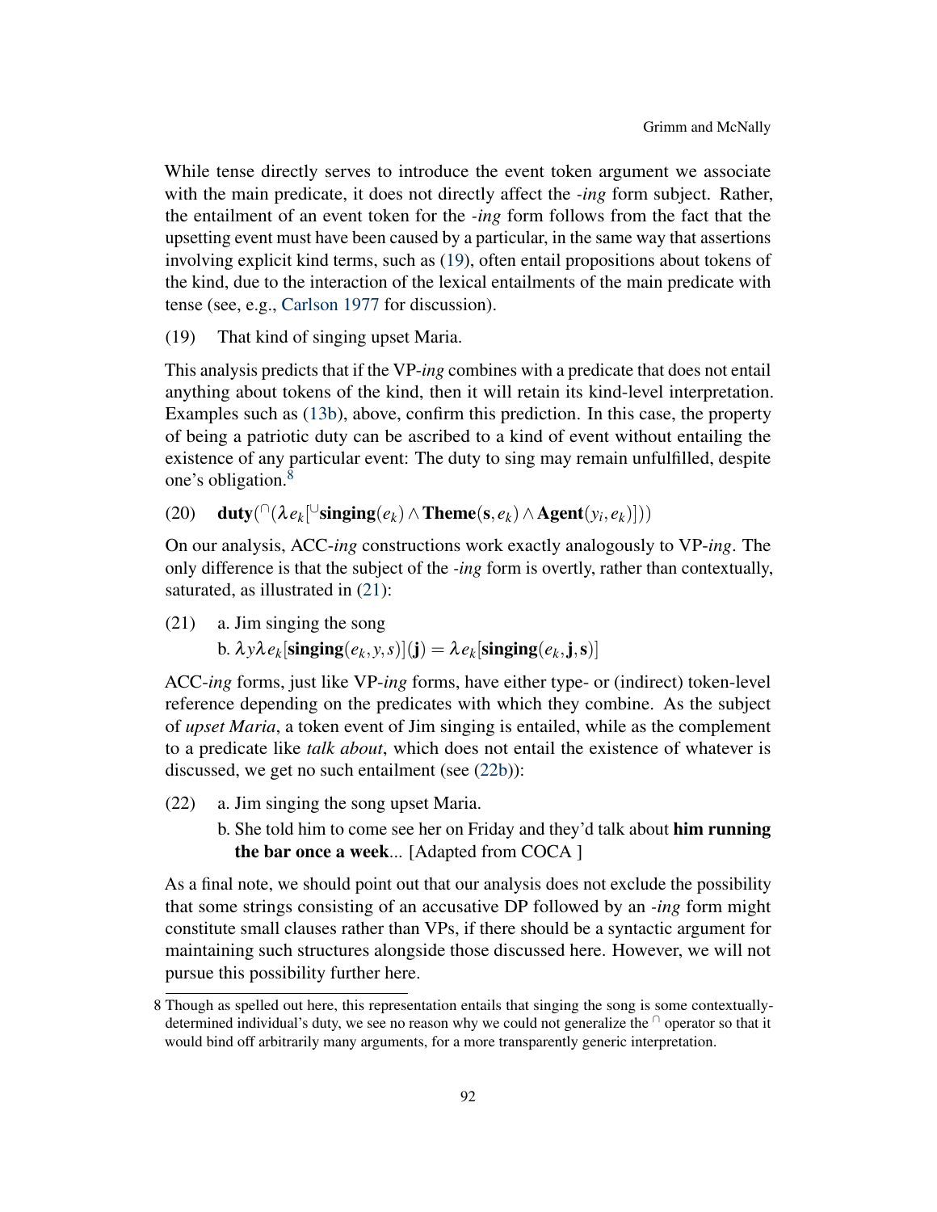While tense directly serves to introduce the event token argument we associate with the main predicate, it does not directly affect the *-ing* form subject. Rather, the entailment of an event token for the *-ing* form follows from the fact that the upsetting event must have been caused by a particular, in the same way that assertions involving explicit kind terms, such as (19), often entail propositions about tokens of the kind, due to the interaction of the lexical entailments of the main predicate with tense (see, e.g., Carlson 1977 for discussion).

(19) That kind of singing upset Maria.

This analysis predicts that if the VP-*ing* combines with a predicate that does not entail anything about tokens of the kind, then it will retain its kind-level interpretation. Examples such as (13b), above, confirm this prediction. In this case, the property of being a patriotic duty can be ascribed to a kind of event without entailing the existence of any particular event: The duty to sing may remain unfulfilled, despite one's obligation.[8]

(20) $\mathbf{duty}({}^{\cap}(\lambda e_k[{}^{\cup}\mathbf{singing}(e_k) \wedge \mathbf{Theme}(\mathbf{s}, e_k) \wedge \mathbf{Agent}(y_i, e_k)]))$

On our analysis, ACC-*ing* constructions work exactly analogously to VP-*ing*. The only difference is that the subject of the *-ing* form is overtly, rather than contextually, saturated, as illustrated in (21):

(21) a. Jim singing the song
b. $\lambda y \lambda e_k[\mathbf{singing}(e_k, y, s)](\mathbf{j}) = \lambda e_k[\mathbf{singing}(e_k, \mathbf{j}, \mathbf{s})]$

ACC-*ing* forms, just like VP-*ing* forms, have either type- or (indirect) token-level reference depending on the predicates with which they combine. As the subject of *upset Maria*, a token event of Jim singing is entailed, while as the complement to a predicate like *talk about*, which does not entail the existence of whatever is discussed, we get no such entailment (see (22b)):

(22) a. Jim singing the song upset Maria.
b. She told him to come see her on Friday and they'd talk about **him running the bar once a week**... [Adapted from COCA ]

As a final note, we should point out that our analysis does not exclude the possibility that some strings consisting of an accusative DP followed by an *-ing* form might constitute small clauses rather than VPs, if there should be a syntactic argument for maintaining such structures alongside those discussed here. However, we will not pursue this possibility further here.

---

8 Though as spelled out here, this representation entails that singing the song is some contextually-determined individual's duty, we see no reason why we could not generalize the $^{\cap}$ operator so that it would bind off arbitrarily many arguments, for a more transparently generic interpretation.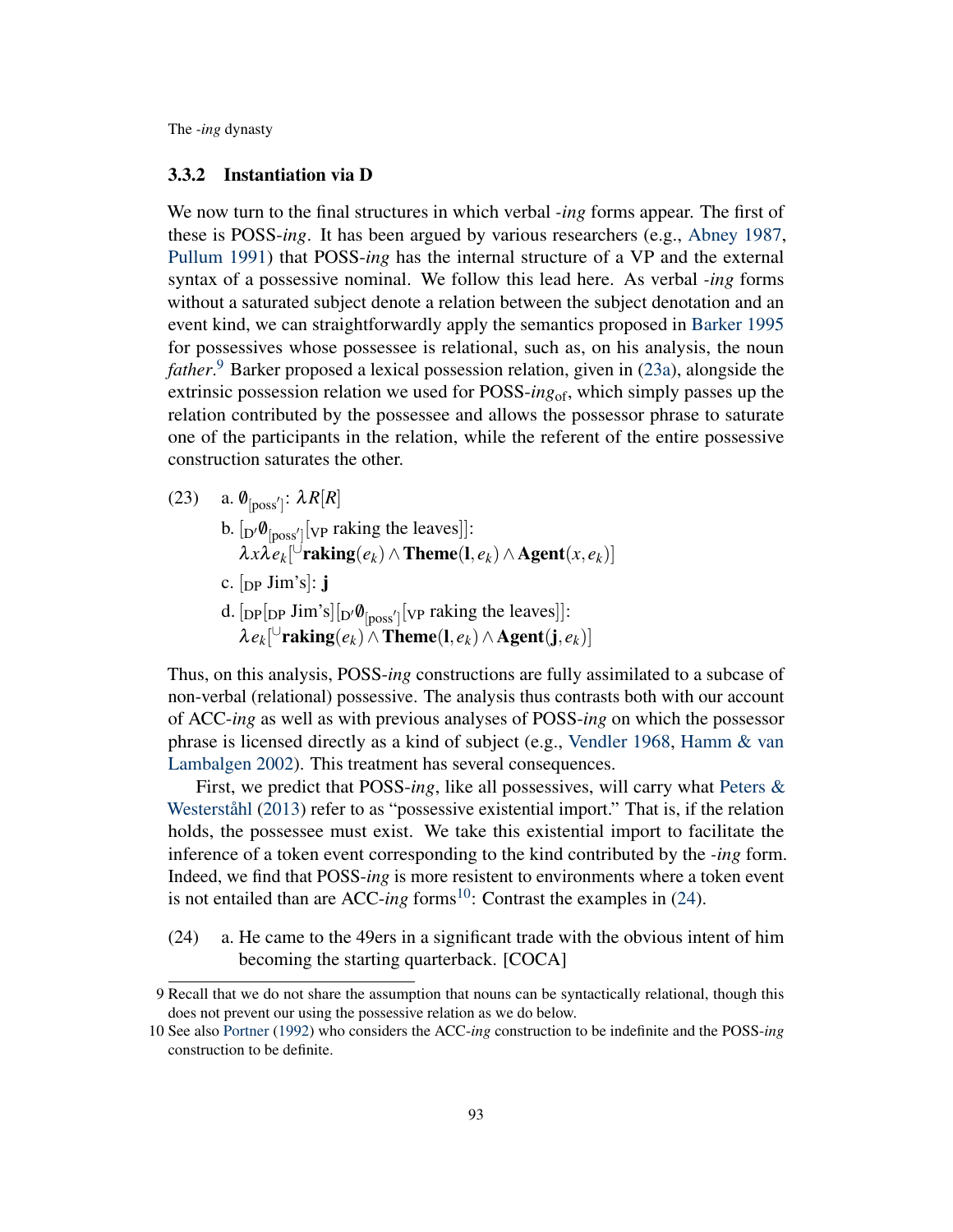### 3.3.2 Instantiation via D

We now turn to the final structures in which verbal *-ing* forms appear. The first of these is POSS-*ing*. It has been argued by various researchers (e.g., Abney 1987, Pullum 1991) that POSS-*ing* has the internal structure of a VP and the external syntax of a possessive nominal. We follow this lead here. As verbal *-ing* forms without a saturated subject denote a relation between the subject denotation and an event kind, we can straightforwardly apply the semantics proposed in Barker 1995 for possessives whose possessee is relational, such as, on his analysis, the noun *father*.[9] Barker proposed a lexical possession relation, given in (23a), alongside the extrinsic possession relation we used for POSS-*ing*$_{\text{of}}$, which simply passes up the relation contributed by the possessee and allows the possessor phrase to saturate one of the participants in the relation, while the referent of the entire possessive construction saturates the other.

(23) a. $\emptyset_{[\text{poss}']}$: $\lambda R[R]$

b. $[_{\text{D}'}\emptyset_{[\text{poss}']}[_{\text{VP}}$ raking the leaves$]]$:
$\lambda x \lambda e_k[^{\cup}\textbf{raking}(e_k) \wedge \textbf{Theme}(\textbf{l}, e_k) \wedge \textbf{Agent}(x, e_k)]$

c. $[_{\text{DP}}$ Jim's$]$: $\textbf{j}$

d. $[_{\text{DP}}[_{\text{DP}}$ Jim's$][_{\text{D}'}\emptyset_{[\text{poss}']}[_{\text{VP}}$ raking the leaves$]]$:
$\lambda e_k[^{\cup}\textbf{raking}(e_k) \wedge \textbf{Theme}(\textbf{l}, e_k) \wedge \textbf{Agent}(\textbf{j}, e_k)]$

Thus, on this analysis, POSS-*ing* constructions are fully assimilated to a subcase of non-verbal (relational) possessive. The analysis thus contrasts both with our account of ACC-*ing* as well as with previous analyses of POSS-*ing* on which the possessor phrase is licensed directly as a kind of subject (e.g., Vendler 1968, Hamm & van Lambalgen 2002). This treatment has several consequences.

First, we predict that POSS-*ing*, like all possessives, will carry what Peters & Westerståhl (2013) refer to as "possessive existential import." That is, if the relation holds, the possessee must exist. We take this existential import to facilitate the inference of a token event corresponding to the kind contributed by the *-ing* form. Indeed, we find that POSS-*ing* is more resistent to environments where a token event is not entailed than are ACC-*ing* forms[10]: Contrast the examples in (24).

(24) a. He came to the 49ers in a significant trade with the obvious intent of him becoming the starting quarterback. [COCA]

[9] Recall that we do not share the assumption that nouns can be syntactically relational, though this does not prevent our using the possessive relation as we do below.

[10] See also Portner (1992) who considers the ACC-*ing* construction to be indefinite and the POSS-*ing* construction to be definite.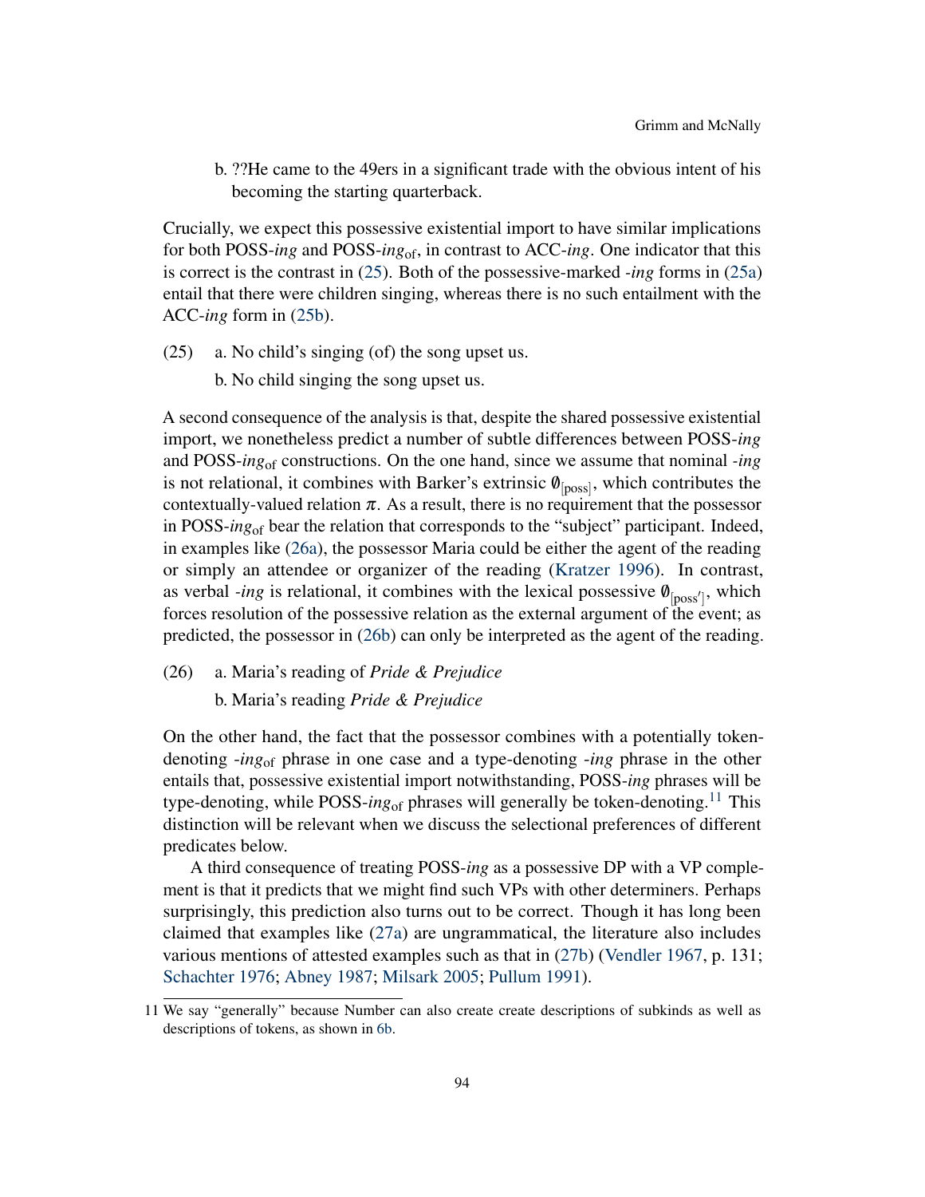b. ??He came to the 49ers in a significant trade with the obvious intent of his becoming the starting quarterback.

Crucially, we expect this possessive existential import to have similar implications for both POSS-*ing* and POSS-*ing*$_{\text{of}}$, in contrast to ACC-*ing*. One indicator that this is correct is the contrast in (25). Both of the possessive-marked *-ing* forms in (25a) entail that there were children singing, whereas there is no such entailment with the ACC-*ing* form in (25b).

(25) a. No child's singing (of) the song upset us.

b. No child singing the song upset us.

A second consequence of the analysis is that, despite the shared possessive existential import, we nonetheless predict a number of subtle differences between POSS-*ing* and POSS-*ing*$_{\text{of}}$ constructions. On the one hand, since we assume that nominal *-ing* is not relational, it combines with Barker's extrinsic $\emptyset_{[\text{poss}]}$, which contributes the contextually-valued relation $\pi$. As a result, there is no requirement that the possessor in POSS-*ing*$_{\text{of}}$ bear the relation that corresponds to the "subject" participant. Indeed, in examples like (26a), the possessor Maria could be either the agent of the reading or simply an attendee or organizer of the reading (Kratzer 1996). In contrast, as verbal *-ing* is relational, it combines with the lexical possessive $\emptyset_{[\text{poss}']}$, which forces resolution of the possessive relation as the external argument of the event; as predicted, the possessor in (26b) can only be interpreted as the agent of the reading.

(26) a. Maria's reading of *Pride & Prejudice*

b. Maria's reading *Pride & Prejudice*

On the other hand, the fact that the possessor combines with a potentially token-denoting *-ing*$_{\text{of}}$ phrase in one case and a type-denoting *-ing* phrase in the other entails that, possessive existential import notwithstanding, POSS-*ing* phrases will be type-denoting, while POSS-*ing*$_{\text{of}}$ phrases will generally be token-denoting.[11] This distinction will be relevant when we discuss the selectional preferences of different predicates below.

A third consequence of treating POSS-*ing* as a possessive DP with a VP complement is that it predicts that we might find such VPs with other determiners. Perhaps surprisingly, this prediction also turns out to be correct. Though it has long been claimed that examples like (27a) are ungrammatical, the literature also includes various mentions of attested examples such as that in (27b) (Vendler 1967, p. 131; Schachter 1976; Abney 1987; Milsark 2005; Pullum 1991).

11 We say "generally" because Number can also create create descriptions of subkinds as well as descriptions of tokens, as shown in 6b.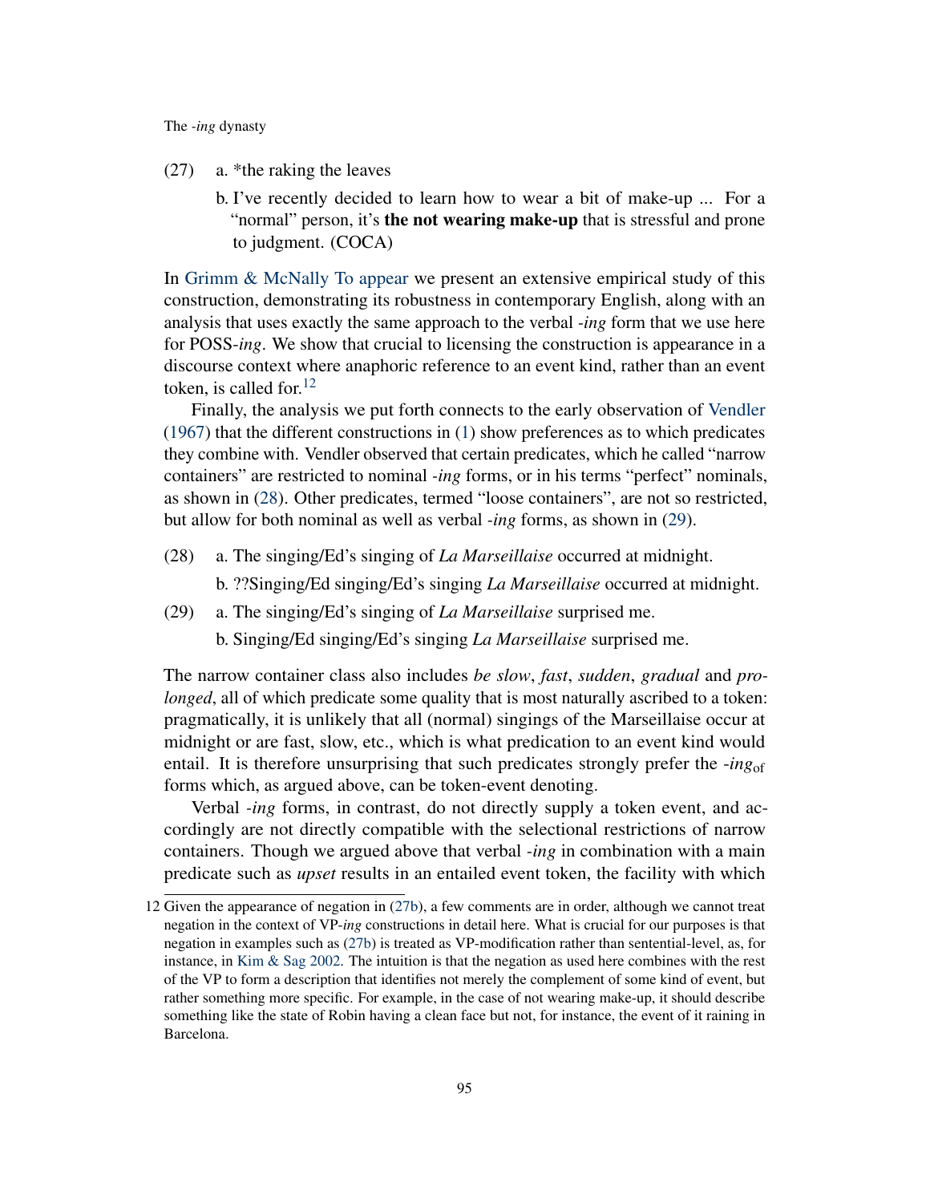(27) a. *the raking the leaves

b. I've recently decided to learn how to wear a bit of make-up ... For a "normal" person, it's **the not wearing make-up** that is stressful and prone to judgment. (COCA)

In Grimm & McNally To appear we present an extensive empirical study of this construction, demonstrating its robustness in contemporary English, along with an analysis that uses exactly the same approach to the verbal *-ing* form that we use here for POSS-*ing*. We show that crucial to licensing the construction is appearance in a discourse context where anaphoric reference to an event kind, rather than an event token, is called for.[12]

Finally, the analysis we put forth connects to the early observation of Vendler (1967) that the different constructions in (1) show preferences as to which predicates they combine with. Vendler observed that certain predicates, which he called "narrow containers" are restricted to nominal *-ing* forms, or in his terms "perfect" nominals, as shown in (28). Other predicates, termed "loose containers", are not so restricted, but allow for both nominal as well as verbal *-ing* forms, as shown in (29).

(28) a. The singing/Ed's singing of *La Marseillaise* occurred at midnight.

b. ??Singing/Ed singing/Ed's singing *La Marseillaise* occurred at midnight.

(29) a. The singing/Ed's singing of *La Marseillaise* surprised me.

b. Singing/Ed singing/Ed's singing *La Marseillaise* surprised me.

The narrow container class also includes *be slow*, *fast*, *sudden*, *gradual* and *prolonged*, all of which predicate some quality that is most naturally ascribed to a token: pragmatically, it is unlikely that all (normal) singings of the Marseillaise occur at midnight or are fast, slow, etc., which is what predication to an event kind would entail. It is therefore unsurprising that such predicates strongly prefer the *-ing*$_{\text{of}}$ forms which, as argued above, can be token-event denoting.

Verbal *-ing* forms, in contrast, do not directly supply a token event, and accordingly are not directly compatible with the selectional restrictions of narrow containers. Though we argued above that verbal *-ing* in combination with a main predicate such as *upset* results in an entailed event token, the facility with which

12 Given the appearance of negation in (27b), a few comments are in order, although we cannot treat negation in the context of VP-*ing* constructions in detail here. What is crucial for our purposes is that negation in examples such as (27b) is treated as VP-modification rather than sentential-level, as, for instance, in Kim & Sag 2002. The intuition is that the negation as used here combines with the rest of the VP to form a description that identifies not merely the complement of some kind of event, but rather something more specific. For example, in the case of not wearing make-up, it should describe something like the state of Robin having a clean face but not, for instance, the event of it raining in Barcelona.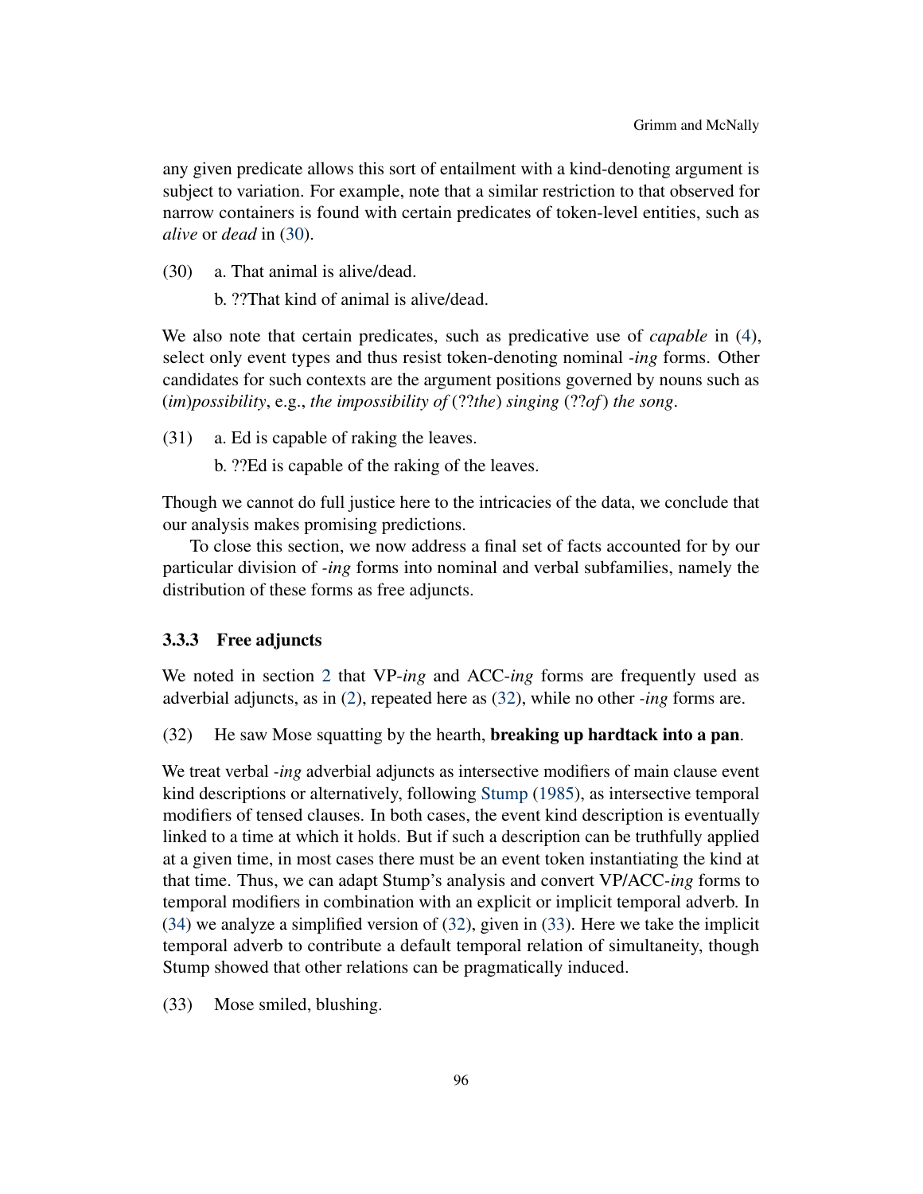any given predicate allows this sort of entailment with a kind-denoting argument is subject to variation. For example, note that a similar restriction to that observed for narrow containers is found with certain predicates of token-level entities, such as *alive* or *dead* in (30).

(30) a. That animal is alive/dead.

b. ??That kind of animal is alive/dead.

We also note that certain predicates, such as predicative use of *capable* in (4), select only event types and thus resist token-denoting nominal *-ing* forms. Other candidates for such contexts are the argument positions governed by nouns such as (*im*)*possibility*, e.g., *the impossibility of* (??*the*) *singing* (??*of*) *the song*.

(31) a. Ed is capable of raking the leaves.

b. ??Ed is capable of the raking of the leaves.

Though we cannot do full justice here to the intricacies of the data, we conclude that our analysis makes promising predictions.

To close this section, we now address a final set of facts accounted for by our particular division of *-ing* forms into nominal and verbal subfamilies, namely the distribution of these forms as free adjuncts.

### 3.3.3 Free adjuncts

We noted in section 2 that VP-*ing* and ACC-*ing* forms are frequently used as adverbial adjuncts, as in (2), repeated here as (32), while no other *-ing* forms are.

(32) He saw Mose squatting by the hearth, **breaking up hardtack into a pan**.

We treat verbal *-ing* adverbial adjuncts as intersective modifiers of main clause event kind descriptions or alternatively, following Stump (1985), as intersective temporal modifiers of tensed clauses. In both cases, the event kind description is eventually linked to a time at which it holds. But if such a description can be truthfully applied at a given time, in most cases there must be an event token instantiating the kind at that time. Thus, we can adapt Stump's analysis and convert VP/ACC-*ing* forms to temporal modifiers in combination with an explicit or implicit temporal adverb. In (34) we analyze a simplified version of (32), given in (33). Here we take the implicit temporal adverb to contribute a default temporal relation of simultaneity, though Stump showed that other relations can be pragmatically induced.

(33) Mose smiled, blushing.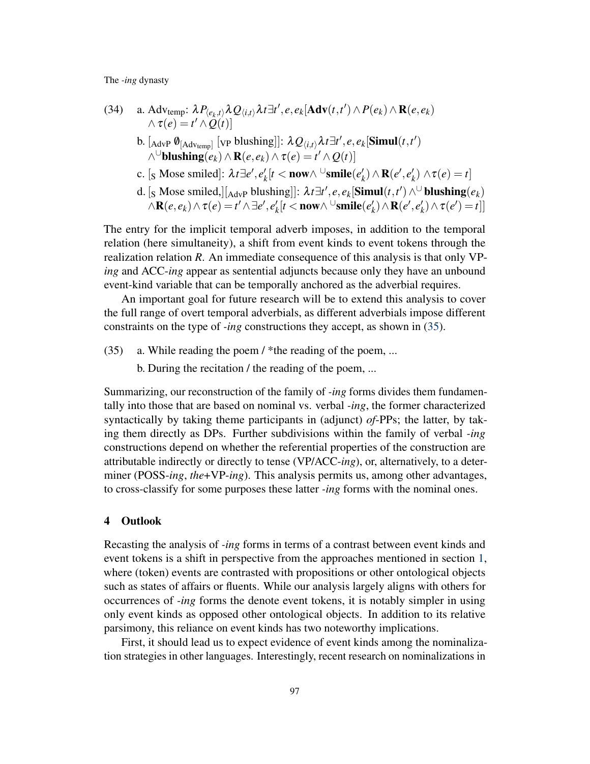(34) a. $\text{Adv}_{\text{temp}}$: $\lambda P_{\langle e_k,t\rangle} \lambda Q_{\langle i,t\rangle} \lambda t \exists t', e, e_k [\mathbf{Adv}(t,t') \wedge P(e_k) \wedge \mathbf{R}(e,e_k) \wedge \tau(e) = t' \wedge Q(t)]$

b. $[_{\text{AdvP}}\ \emptyset_{[\text{Adv}_{\text{temp}}]}\ [_{\text{VP}}$ blushing$]]$: $\lambda Q_{\langle i,t\rangle} \lambda t \exists t', e, e_k [\mathbf{Simul}(t,t') \wedge {}^{\cup}\mathbf{blushing}(e_k) \wedge \mathbf{R}(e,e_k) \wedge \tau(e) = t' \wedge Q(t)]$

c. $[_{\text{S}}$ Mose smiled$]$: $\lambda t \exists e', e'_k [t < \mathbf{now} \wedge {}^{\cup}\mathbf{smile}(e'_k) \wedge \mathbf{R}(e', e'_k) \wedge \tau(e) = t]$

d. $[_{\text{S}}$ Mose smiled,$][_{\text{AdvP}}$ blushing$]]$: $\lambda t \exists t', e, e_k [\mathbf{Simul}(t,t') \wedge {}^{\cup}\mathbf{blushing}(e_k) \wedge \mathbf{R}(e,e_k) \wedge \tau(e) = t' \wedge \exists e', e'_k [t < \mathbf{now} \wedge {}^{\cup}\mathbf{smile}(e'_k) \wedge \mathbf{R}(e', e'_k) \wedge \tau(e') = t]]$

The entry for the implicit temporal adverb imposes, in addition to the temporal relation (here simultaneity), a shift from event kinds to event tokens through the realization relation $R$. An immediate consequence of this analysis is that only VP-*ing* and ACC-*ing* appear as sentential adjuncts because only they have an unbound event-kind variable that can be temporally anchored as the adverbial requires.

An important goal for future research will be to extend this analysis to cover the full range of overt temporal adverbials, as different adverbials impose different constraints on the type of *-ing* constructions they accept, as shown in (35).

(35) a. While reading the poem / *the reading of the poem, ...

b. During the recitation / the reading of the poem, ...

Summarizing, our reconstruction of the family of *-ing* forms divides them fundamentally into those that are based on nominal vs. verbal *-ing*, the former characterized syntactically by taking theme participants in (adjunct) *of*-PPs; the latter, by taking them directly as DPs. Further subdivisions within the family of verbal *-ing* constructions depend on whether the referential properties of the construction are attributable indirectly or directly to tense (VP/ACC-*ing*), or, alternatively, to a determiner (POSS-*ing*, *the*+VP-*ing*). This analysis permits us, among other advantages, to cross-classify for some purposes these latter *-ing* forms with the nominal ones.

## 4 Outlook

Recasting the analysis of *-ing* forms in terms of a contrast between event kinds and event tokens is a shift in perspective from the approaches mentioned in section 1, where (token) events are contrasted with propositions or other ontological objects such as states of affairs or fluents. While our analysis largely aligns with others for occurrences of *-ing* forms the denote event tokens, it is notably simpler in using only event kinds as opposed other ontological objects. In addition to its relative parsimony, this reliance on event kinds has two noteworthy implications.

First, it should lead us to expect evidence of event kinds among the nominalization strategies in other languages. Interestingly, recent research on nominalizations in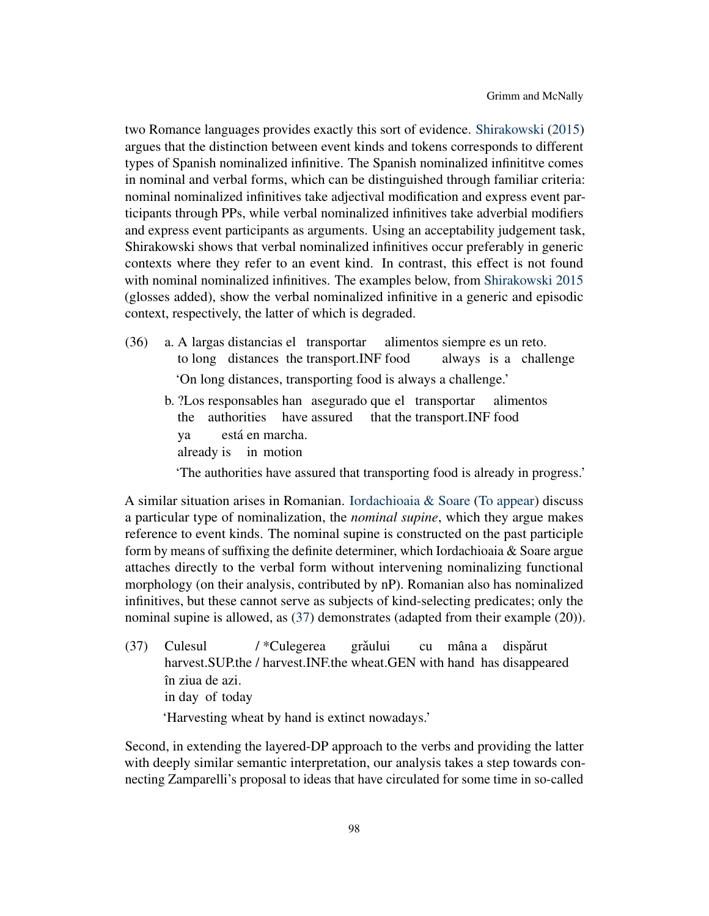two Romance languages provides exactly this sort of evidence. Shirakowski (2015) argues that the distinction between event kinds and tokens corresponds to different types of Spanish nominalized infinitive. The Spanish nominalized infinititve comes in nominal and verbal forms, which can be distinguished through familiar criteria: nominal nominalized infinitives take adjectival modification and express event participants through PPs, while verbal nominalized infinitives take adverbial modifiers and express event participants as arguments. Using an acceptability judgement task, Shirakowski shows that verbal nominalized infinitives occur preferably in generic contexts where they refer to an event kind. In contrast, this effect is not found with nominal nominalized infinitives. The examples below, from Shirakowski 2015 (glosses added), show the verbal nominalized infinitive in a generic and episodic context, respectively, the latter of which is degraded.

(36) a. A largas distancias el transportar alimentos siempre es un reto.
to long distances the transport.INF food always is a challenge
'On long distances, transporting food is always a challenge.'

b. ?Los responsables han asegurado que el transportar alimentos ya está en marcha.
the authorities have assured that the transport.INF food already is in motion
'The authorities have assured that transporting food is already in progress.'

A similar situation arises in Romanian. Iordachioaia & Soare (To appear) discuss a particular type of nominalization, the *nominal supine*, which they argue makes reference to event kinds. The nominal supine is constructed on the past participle form by means of suffixing the definite determiner, which Iordachioaia & Soare argue attaches directly to the verbal form without intervening nominalizing functional morphology (on their analysis, contributed by nP). Romanian also has nominalized infinitives, but these cannot serve as subjects of kind-selecting predicates; only the nominal supine is allowed, as (37) demonstrates (adapted from their example (20)).

(37) Culesul / *Culegerea grâului cu mâna a dispărut în ziua de azi.
harvest.SUP.the / harvest.INF.the wheat.GEN with hand has disappeared in day of today
'Harvesting wheat by hand is extinct nowadays.'

Second, in extending the layered-DP approach to the verbs and providing the latter with deeply similar semantic interpretation, our analysis takes a step towards connecting Zamparelli's proposal to ideas that have circulated for some time in so-called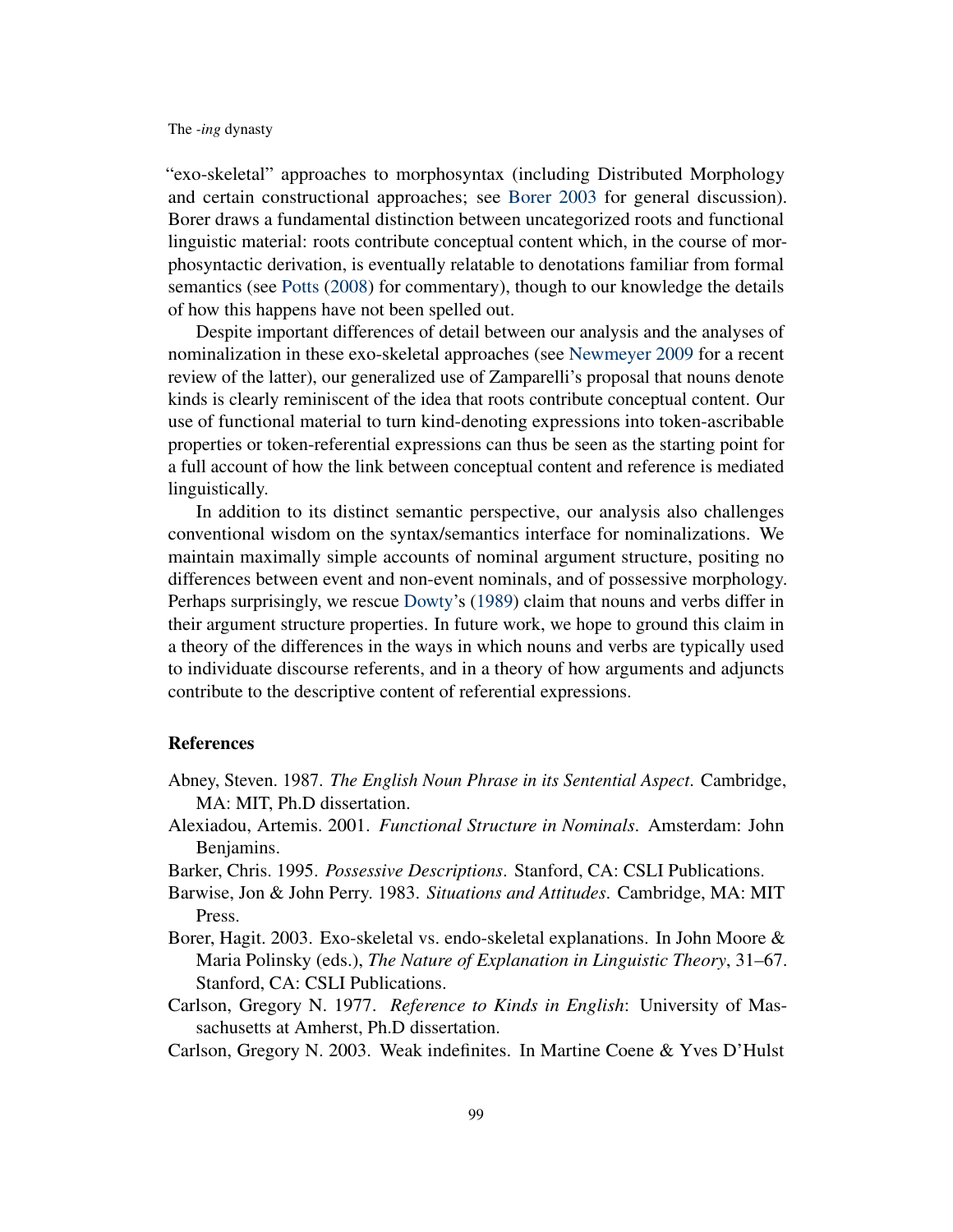"exo-skeletal" approaches to morphosyntax (including Distributed Morphology and certain constructional approaches; see Borer 2003 for general discussion). Borer draws a fundamental distinction between uncategorized roots and functional linguistic material: roots contribute conceptual content which, in the course of morphosyntactic derivation, is eventually relatable to denotations familiar from formal semantics (see Potts (2008) for commentary), though to our knowledge the details of how this happens have not been spelled out.

Despite important differences of detail between our analysis and the analyses of nominalization in these exo-skeletal approaches (see Newmeyer 2009 for a recent review of the latter), our generalized use of Zamparelli's proposal that nouns denote kinds is clearly reminiscent of the idea that roots contribute conceptual content. Our use of functional material to turn kind-denoting expressions into token-ascribable properties or token-referential expressions can thus be seen as the starting point for a full account of how the link between conceptual content and reference is mediated linguistically.

In addition to its distinct semantic perspective, our analysis also challenges conventional wisdom on the syntax/semantics interface for nominalizations. We maintain maximally simple accounts of nominal argument structure, positing no differences between event and non-event nominals, and of possessive morphology. Perhaps surprisingly, we rescue Dowty's (1989) claim that nouns and verbs differ in their argument structure properties. In future work, we hope to ground this claim in a theory of the differences in the ways in which nouns and verbs are typically used to individuate discourse referents, and in a theory of how arguments and adjuncts contribute to the descriptive content of referential expressions.

## References

Abney, Steven. 1987. *The English Noun Phrase in its Sentential Aspect*. Cambridge, MA: MIT, Ph.D dissertation.

Alexiadou, Artemis. 2001. *Functional Structure in Nominals*. Amsterdam: John Benjamins.

Barker, Chris. 1995. *Possessive Descriptions*. Stanford, CA: CSLI Publications.

Barwise, Jon & John Perry. 1983. *Situations and Attitudes*. Cambridge, MA: MIT Press.

Borer, Hagit. 2003. Exo-skeletal vs. endo-skeletal explanations. In John Moore & Maria Polinsky (eds.), *The Nature of Explanation in Linguistic Theory*, 31–67. Stanford, CA: CSLI Publications.

Carlson, Gregory N. 1977. *Reference to Kinds in English*: University of Massachusetts at Amherst, Ph.D dissertation.

Carlson, Gregory N. 2003. Weak indefinites. In Martine Coene & Yves D'Hulst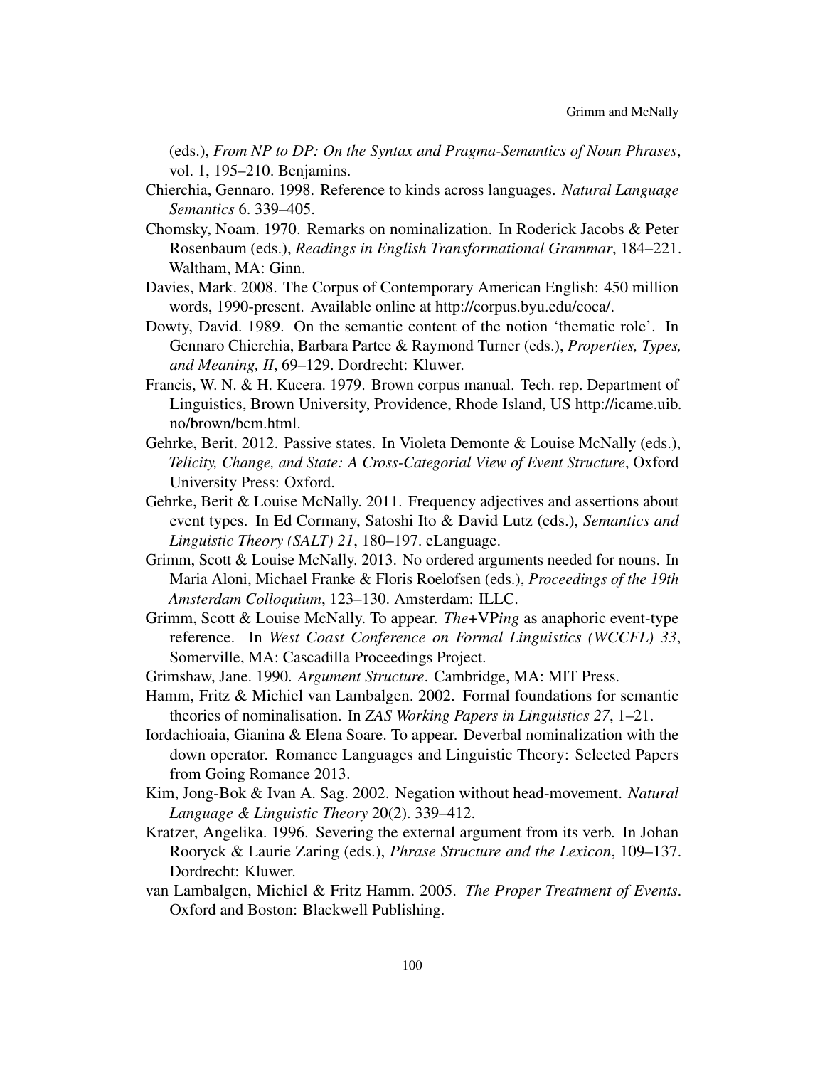(eds.), *From NP to DP: On the Syntax and Pragma-Semantics of Noun Phrases*, vol. 1, 195–210. Benjamins.

Chierchia, Gennaro. 1998. Reference to kinds across languages. *Natural Language Semantics* 6. 339–405.

Chomsky, Noam. 1970. Remarks on nominalization. In Roderick Jacobs & Peter Rosenbaum (eds.), *Readings in English Transformational Grammar*, 184–221. Waltham, MA: Ginn.

Davies, Mark. 2008. The Corpus of Contemporary American English: 450 million words, 1990-present. Available online at http://corpus.byu.edu/coca/.

Dowty, David. 1989. On the semantic content of the notion 'thematic role'. In Gennaro Chierchia, Barbara Partee & Raymond Turner (eds.), *Properties, Types, and Meaning, II*, 69–129. Dordrecht: Kluwer.

Francis, W. N. & H. Kucera. 1979. Brown corpus manual. Tech. rep. Department of Linguistics, Brown University, Providence, Rhode Island, US http://icame.uib.no/brown/bcm.html.

Gehrke, Berit. 2012. Passive states. In Violeta Demonte & Louise McNally (eds.), *Telicity, Change, and State: A Cross-Categorial View of Event Structure*, Oxford University Press: Oxford.

Gehrke, Berit & Louise McNally. 2011. Frequency adjectives and assertions about event types. In Ed Cormany, Satoshi Ito & David Lutz (eds.), *Semantics and Linguistic Theory (SALT) 21*, 180–197. eLanguage.

Grimm, Scott & Louise McNally. 2013. No ordered arguments needed for nouns. In Maria Aloni, Michael Franke & Floris Roelofsen (eds.), *Proceedings of the 19th Amsterdam Colloquium*, 123–130. Amsterdam: ILLC.

Grimm, Scott & Louise McNally. To appear. *The*+VP*ing* as anaphoric event-type reference. In *West Coast Conference on Formal Linguistics (WCCFL) 33*, Somerville, MA: Cascadilla Proceedings Project.

Grimshaw, Jane. 1990. *Argument Structure*. Cambridge, MA: MIT Press.

Hamm, Fritz & Michiel van Lambalgen. 2002. Formal foundations for semantic theories of nominalisation. In *ZAS Working Papers in Linguistics 27*, 1–21.

Iordachioaia, Gianina & Elena Soare. To appear. Deverbal nominalization with the down operator. Romance Languages and Linguistic Theory: Selected Papers from Going Romance 2013.

Kim, Jong-Bok & Ivan A. Sag. 2002. Negation without head-movement. *Natural Language & Linguistic Theory* 20(2). 339–412.

Kratzer, Angelika. 1996. Severing the external argument from its verb. In Johan Rooryck & Laurie Zaring (eds.), *Phrase Structure and the Lexicon*, 109–137. Dordrecht: Kluwer.

van Lambalgen, Michiel & Fritz Hamm. 2005. *The Proper Treatment of Events*. Oxford and Boston: Blackwell Publishing.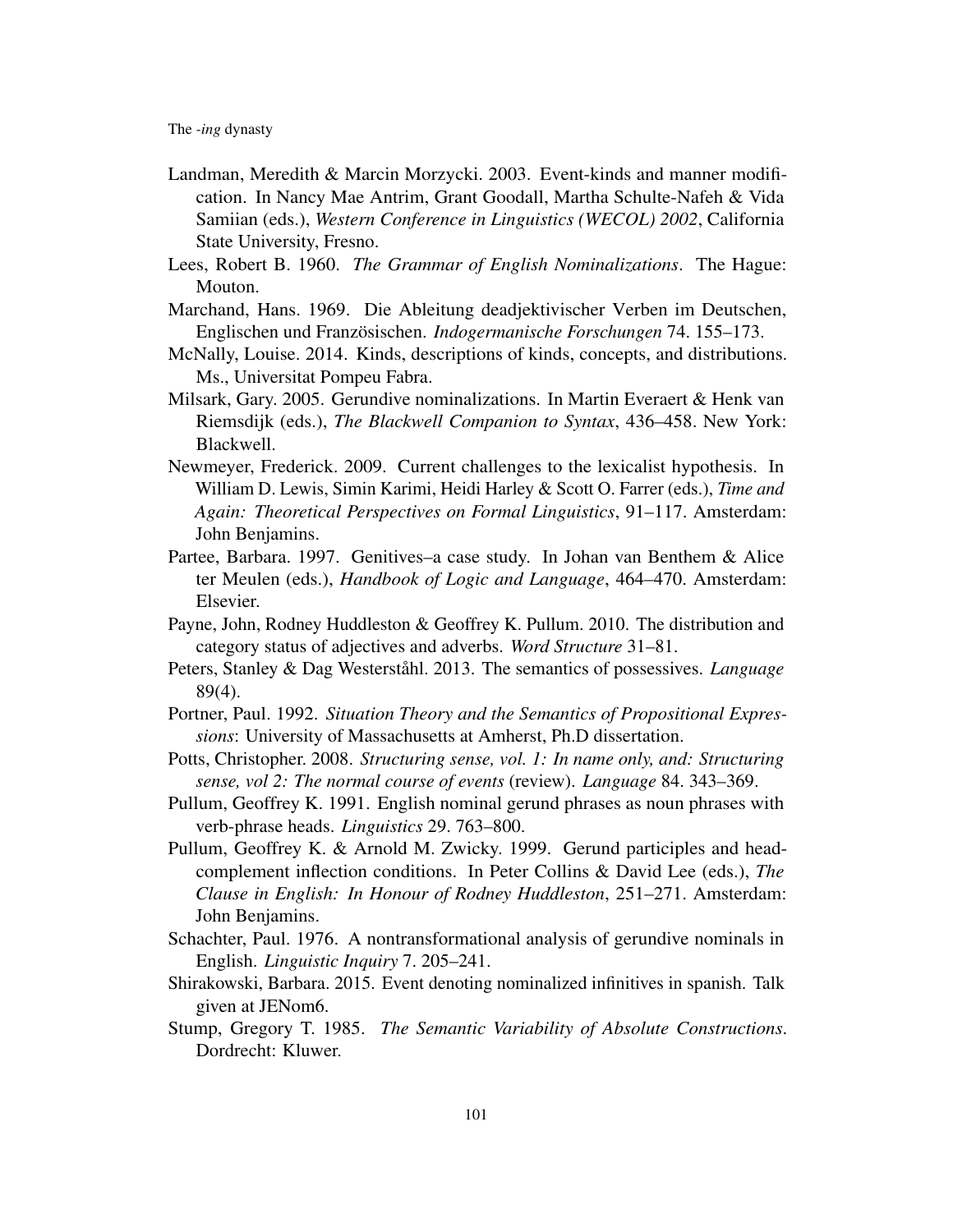Landman, Meredith & Marcin Morzycki. 2003. Event-kinds and manner modification. In Nancy Mae Antrim, Grant Goodall, Martha Schulte-Nafeh & Vida Samiian (eds.), *Western Conference in Linguistics (WECOL) 2002*, California State University, Fresno.

Lees, Robert B. 1960. *The Grammar of English Nominalizations*. The Hague: Mouton.

Marchand, Hans. 1969. Die Ableitung deadjektivischer Verben im Deutschen, Englischen und Französischen. *Indogermanische Forschungen* 74. 155–173.

McNally, Louise. 2014. Kinds, descriptions of kinds, concepts, and distributions. Ms., Universitat Pompeu Fabra.

Milsark, Gary. 2005. Gerundive nominalizations. In Martin Everaert & Henk van Riemsdijk (eds.), *The Blackwell Companion to Syntax*, 436–458. New York: Blackwell.

Newmeyer, Frederick. 2009. Current challenges to the lexicalist hypothesis. In William D. Lewis, Simin Karimi, Heidi Harley & Scott O. Farrer (eds.), *Time and Again: Theoretical Perspectives on Formal Linguistics*, 91–117. Amsterdam: John Benjamins.

Partee, Barbara. 1997. Genitives–a case study. In Johan van Benthem & Alice ter Meulen (eds.), *Handbook of Logic and Language*, 464–470. Amsterdam: Elsevier.

Payne, John, Rodney Huddleston & Geoffrey K. Pullum. 2010. The distribution and category status of adjectives and adverbs. *Word Structure* 31–81.

Peters, Stanley & Dag Westerståhl. 2013. The semantics of possessives. *Language* 89(4).

Portner, Paul. 1992. *Situation Theory and the Semantics of Propositional Expressions*: University of Massachusetts at Amherst, Ph.D dissertation.

Potts, Christopher. 2008. *Structuring sense, vol. 1: In name only, and: Structuring sense, vol 2: The normal course of events* (review). *Language* 84. 343–369.

Pullum, Geoffrey K. 1991. English nominal gerund phrases as noun phrases with verb-phrase heads. *Linguistics* 29. 763–800.

Pullum, Geoffrey K. & Arnold M. Zwicky. 1999. Gerund participles and head-complement inflection conditions. In Peter Collins & David Lee (eds.), *The Clause in English: In Honour of Rodney Huddleston*, 251–271. Amsterdam: John Benjamins.

Schachter, Paul. 1976. A nontransformational analysis of gerundive nominals in English. *Linguistic Inquiry* 7. 205–241.

Shirakowski, Barbara. 2015. Event denoting nominalized infinitives in spanish. Talk given at JENom6.

Stump, Gregory T. 1985. *The Semantic Variability of Absolute Constructions*. Dordrecht: Kluwer.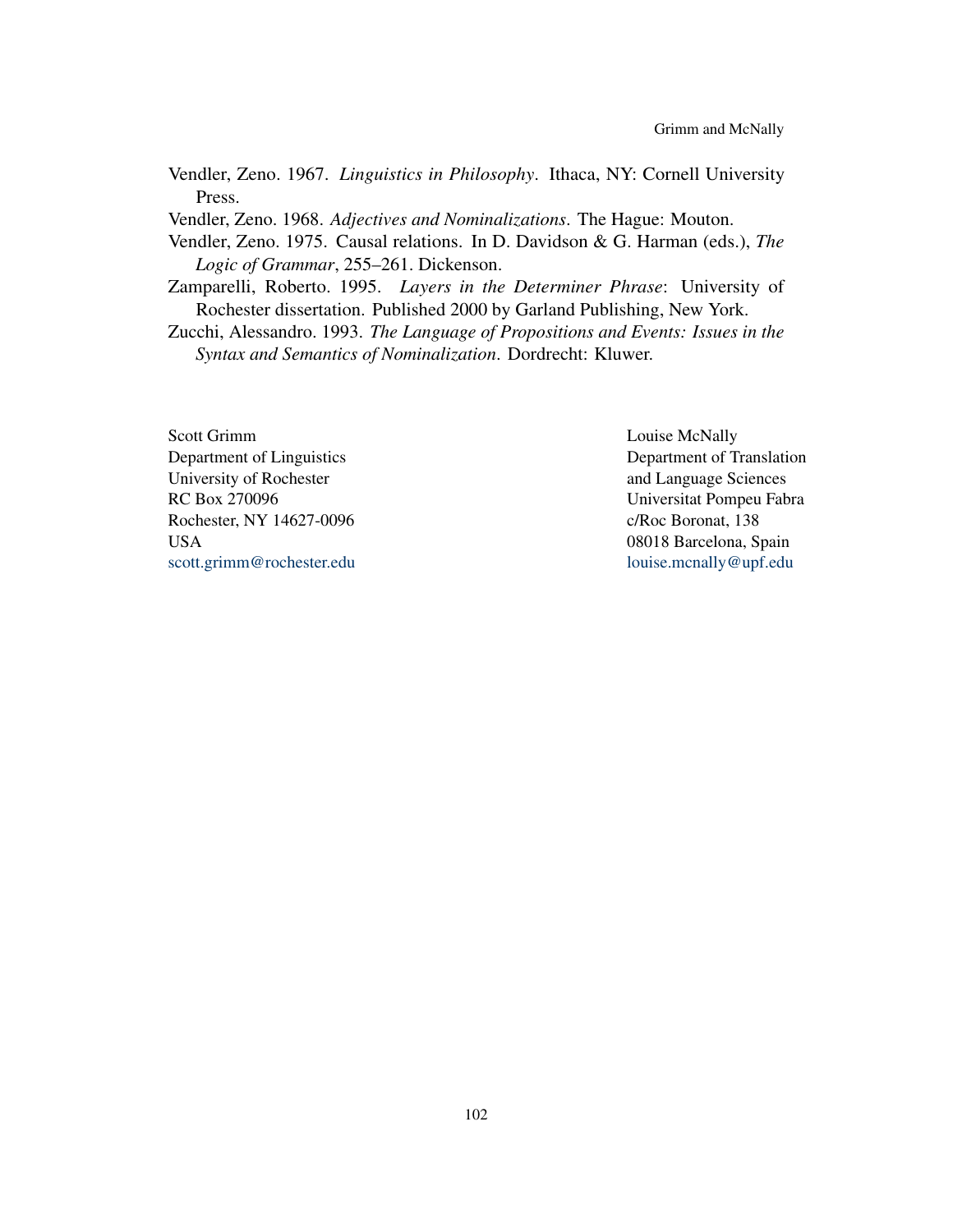Vendler, Zeno. 1967. *Linguistics in Philosophy*. Ithaca, NY: Cornell University Press.

Vendler, Zeno. 1968. *Adjectives and Nominalizations*. The Hague: Mouton.

Vendler, Zeno. 1975. Causal relations. In D. Davidson & G. Harman (eds.), *The Logic of Grammar*, 255–261. Dickenson.

Zamparelli, Roberto. 1995. *Layers in the Determiner Phrase*: University of Rochester dissertation. Published 2000 by Garland Publishing, New York.

Zucchi, Alessandro. 1993. *The Language of Propositions and Events: Issues in the Syntax and Semantics of Nominalization*. Dordrecht: Kluwer.

Scott Grimm
Department of Linguistics
University of Rochester
RC Box 270096
Rochester, NY 14627-0096
USA
scott.grimm@rochester.edu

Louise McNally
Department of Translation
and Language Sciences
Universitat Pompeu Fabra
c/Roc Boronat, 138
08018 Barcelona, Spain
louise.mcnally@upf.edu